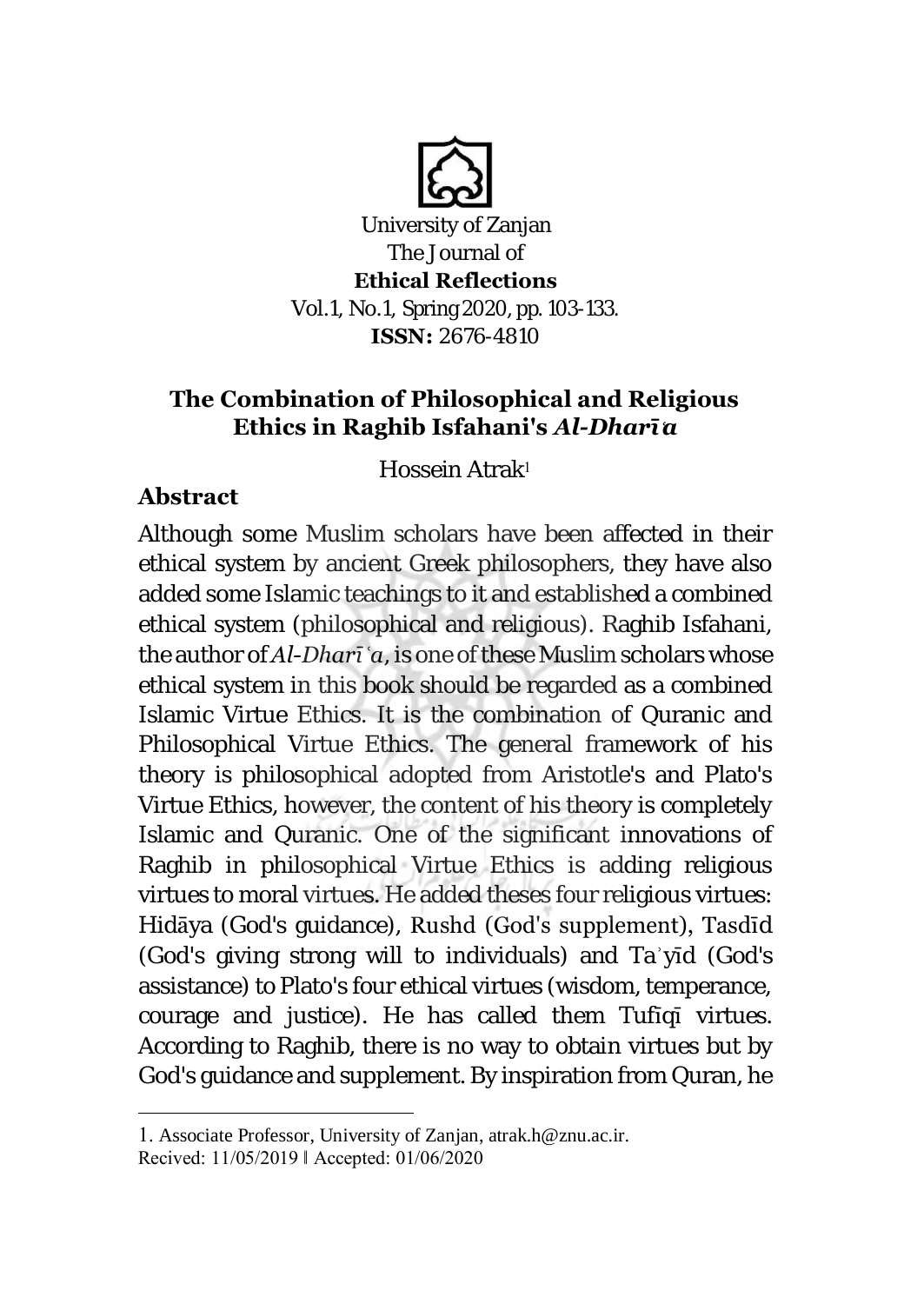University of Zanjan
The Journal of
**Ethical Reflections**
Vol.1, No.1, Spring 2020, pp. 103-133.
**ISSN:** 2676-4810

# The Combination of Philosophical and Religious Ethics in Raghib Isfahani's *Al-Dharīʿa*

Hossein Atrak[1]

## Abstract

Although some Muslim scholars have been affected in their ethical system by ancient Greek philosophers, they have also added some Islamic teachings to it and established a combined ethical system (philosophical and religious). Raghib Isfahani, the author of *Al-Dharīʿa*, is one of these Muslim scholars whose ethical system in this book should be regarded as a combined Islamic Virtue Ethics. It is the combination of Quranic and Philosophical Virtue Ethics. The general framework of his theory is philosophical adopted from Aristotle's and Plato's Virtue Ethics, however, the content of his theory is completely Islamic and Quranic. One of the significant innovations of Raghib in philosophical Virtue Ethics is adding religious virtues to moral virtues. He added theses four religious virtues: Hidāya (God's guidance), Rushd (God's supplement), Tasdīd (God's giving strong will to individuals) and Taʾyīd (God's assistance) to Plato's four ethical virtues (wisdom, temperance, courage and justice). He has called them Tufīqī virtues. According to Raghib, there is no way to obtain virtues but by God's guidance and supplement. By inspiration from Quran, he

---

1. Associate Professor, University of Zanjan, atrak.h@znu.ac.ir.
Recived: 11/05/2019 ‖ Accepted: 01/06/2020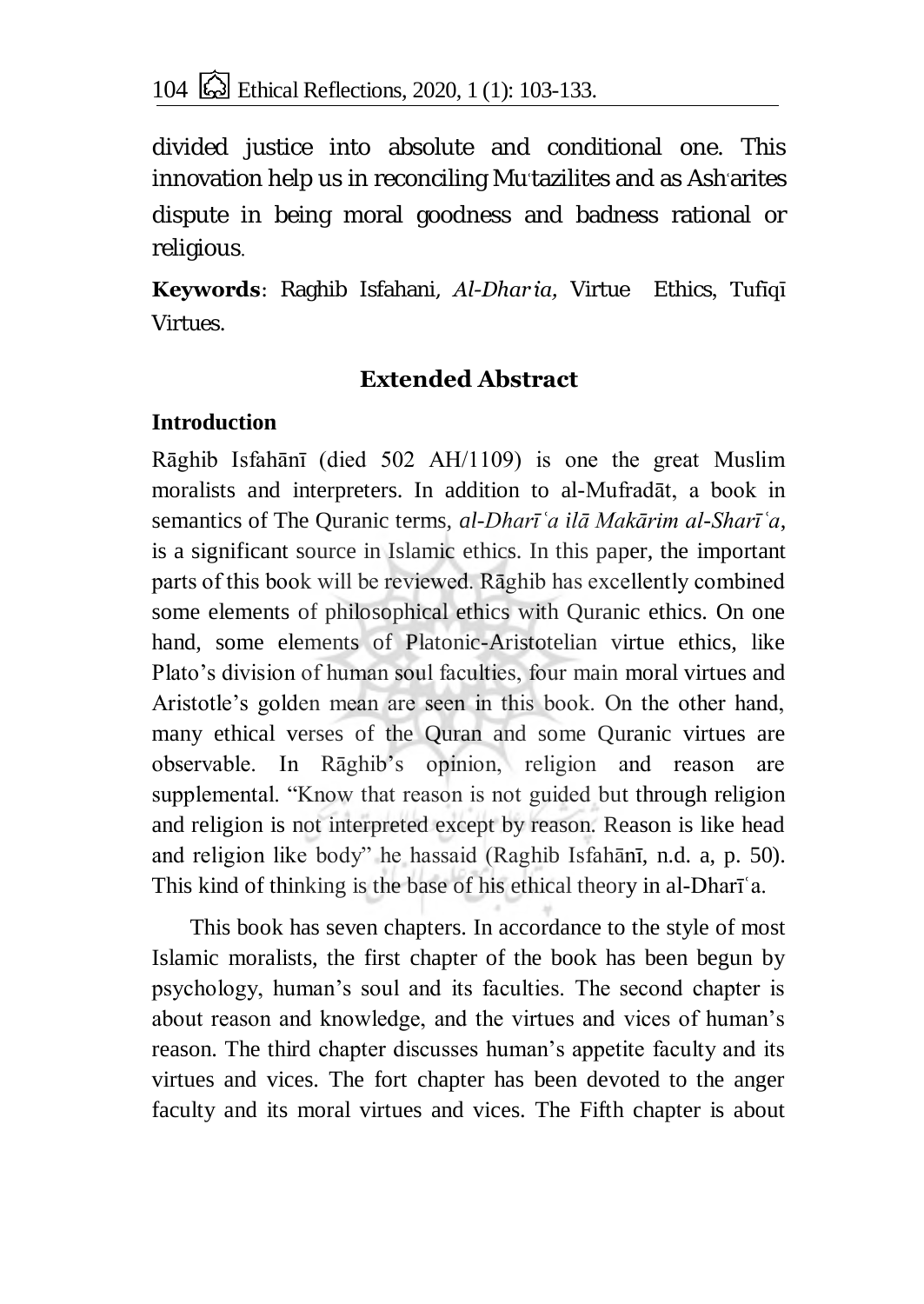divided justice into absolute and conditional one. This innovation help us in reconciling Muʿtazilites and as Ashʿarites dispute in being moral goodness and badness rational or religious.

**Keywords**: Raghib Isfahani, *Al-Dharіʿa,* Virtue Ethics, Tufīqī Virtues.

## Extended Abstract

### Introduction

Rāghib Isfahānī (died 502 AH/1109) is one the great Muslim moralists and interpreters. In addition to al-Mufradāt, a book in semantics of The Quranic terms, *al-Dharīʿa ilā Makārim al-Sharīʿa*, is a significant source in Islamic ethics. In this paper, the important parts of this book will be reviewed. Rāghib has excellently combined some elements of philosophical ethics with Quranic ethics. On one hand, some elements of Platonic-Aristotelian virtue ethics, like Plato's division of human soul faculties, four main moral virtues and Aristotle's golden mean are seen in this book. On the other hand, many ethical verses of the Quran and some Quranic virtues are observable. In Rāghib's opinion, religion and reason are supplemental. "Know that reason is not guided but through religion and religion is not interpreted except by reason. Reason is like head and religion like body" he hassaid (Raghib Isfahānī, n.d. a, p. 50). This kind of thinking is the base of his ethical theory in al-Dharīʿa.

This book has seven chapters. In accordance to the style of most Islamic moralists, the first chapter of the book has been begun by psychology, human's soul and its faculties. The second chapter is about reason and knowledge, and the virtues and vices of human's reason. The third chapter discusses human's appetite faculty and its virtues and vices. The fort chapter has been devoted to the anger faculty and its moral virtues and vices. The Fifth chapter is about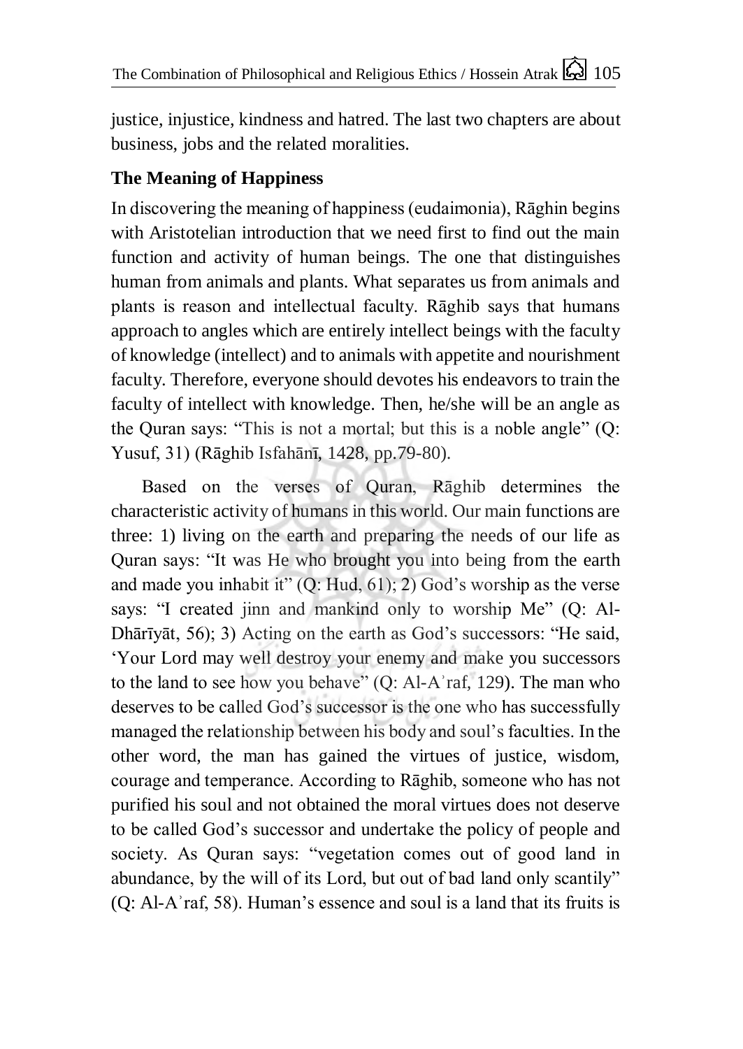justice, injustice, kindness and hatred. The last two chapters are about business, jobs and the related moralities.

### The Meaning of Happiness

In discovering the meaning of happiness (eudaimonia), Rāghin begins with Aristotelian introduction that we need first to find out the main function and activity of human beings. The one that distinguishes human from animals and plants. What separates us from animals and plants is reason and intellectual faculty. Rāghib says that humans approach to angles which are entirely intellect beings with the faculty of knowledge (intellect) and to animals with appetite and nourishment faculty. Therefore, everyone should devotes his endeavors to train the faculty of intellect with knowledge. Then, he/she will be an angle as the Quran says: "This is not a mortal; but this is a noble angle" (Q: Yusuf, 31) (Rāghib Isfahānī, 1428, pp.79-80).

Based on the verses of Quran, Rāghib determines the characteristic activity of humans in this world. Our main functions are three: 1) living on the earth and preparing the needs of our life as Quran says: "It was He who brought you into being from the earth and made you inhabit it" (Q: Hud, 61); 2) God's worship as the verse says: "I created jinn and mankind only to worship Me" (Q: Al-Dhārīyāt, 56); 3) Acting on the earth as God's successors: "He said, 'Your Lord may well destroy your enemy and make you successors to the land to see how you behave" (Q: Al-Aʾraf, 129). The man who deserves to be called God's successor is the one who has successfully managed the relationship between his body and soul's faculties. In the other word, the man has gained the virtues of justice, wisdom, courage and temperance. According to Rāghib, someone who has not purified his soul and not obtained the moral virtues does not deserve to be called God's successor and undertake the policy of people and society. As Quran says: "vegetation comes out of good land in abundance, by the will of its Lord, but out of bad land only scantily" (Q: Al-Aʾraf, 58). Human's essence and soul is a land that its fruits is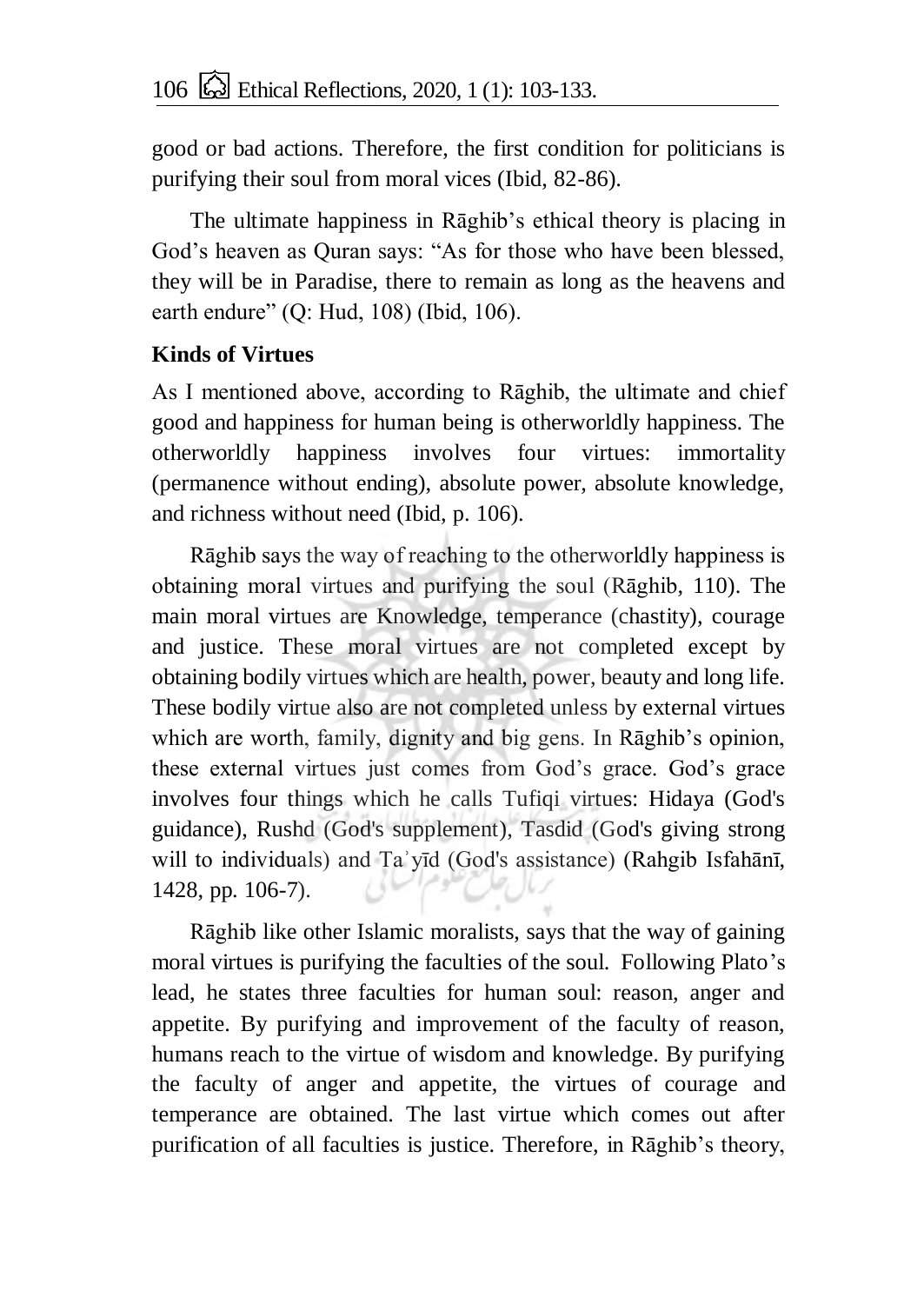good or bad actions. Therefore, the first condition for politicians is purifying their soul from moral vices (Ibid, 82-86).

The ultimate happiness in Rāghib's ethical theory is placing in God's heaven as Quran says: "As for those who have been blessed, they will be in Paradise, there to remain as long as the heavens and earth endure" (Q: Hud, 108) (Ibid, 106).

### Kinds of Virtues

As I mentioned above, according to Rāghib, the ultimate and chief good and happiness for human being is otherworldly happiness. The otherworldly happiness involves four virtues: immortality (permanence without ending), absolute power, absolute knowledge, and richness without need (Ibid, p. 106).

Rāghib says the way of reaching to the otherworldly happiness is obtaining moral virtues and purifying the soul (Rāghib, 110). The main moral virtues are Knowledge, temperance (chastity), courage and justice. These moral virtues are not completed except by obtaining bodily virtues which are health, power, beauty and long life. These bodily virtue also are not completed unless by external virtues which are worth, family, dignity and big gens. In Rāghib's opinion, these external virtues just comes from God's grace. God's grace involves four things which he calls Tufiqi virtues: Hidaya (God's guidance), Rushd (God's supplement), Tasdid (God's giving strong will to individuals) and Taʾyīd (God's assistance) (Rahgib Isfahānī, 1428, pp. 106-7).

Rāghib like other Islamic moralists, says that the way of gaining moral virtues is purifying the faculties of the soul. Following Plato's lead, he states three faculties for human soul: reason, anger and appetite. By purifying and improvement of the faculty of reason, humans reach to the virtue of wisdom and knowledge. By purifying the faculty of anger and appetite, the virtues of courage and temperance are obtained. The last virtue which comes out after purification of all faculties is justice. Therefore, in Rāghib's theory,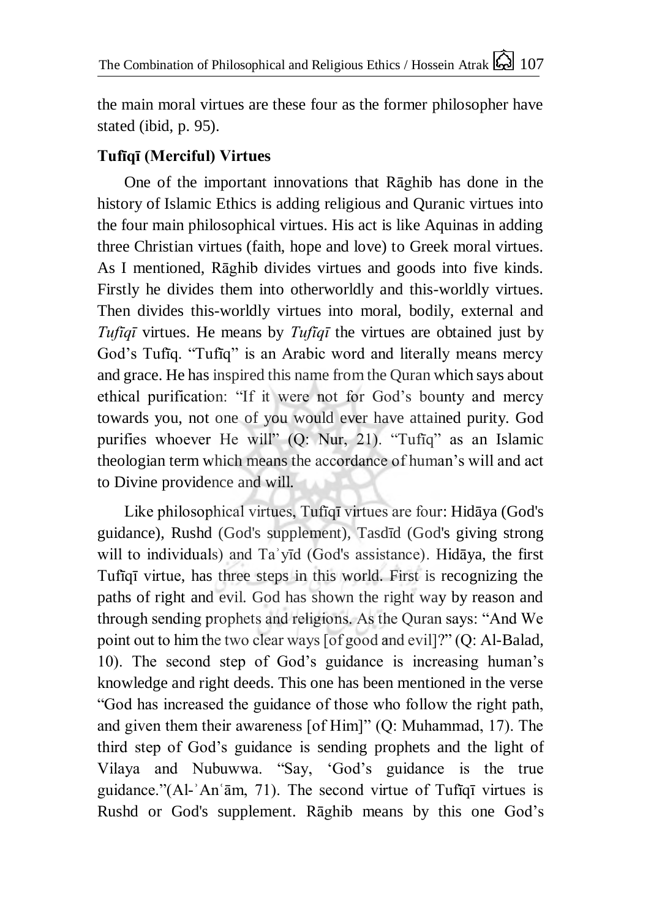the main moral virtues are these four as the former philosopher have stated (ibid, p. 95).

**Tufīqī (Merciful) Virtues**

One of the important innovations that Rāghib has done in the history of Islamic Ethics is adding religious and Quranic virtues into the four main philosophical virtues. His act is like Aquinas in adding three Christian virtues (faith, hope and love) to Greek moral virtues. As I mentioned, Rāghib divides virtues and goods into five kinds. Firstly he divides them into otherworldly and this-worldly virtues. Then divides this-worldly virtues into moral, bodily, external and *Tufīqī* virtues. He means by *Tufīqī* the virtues are obtained just by God's Tufīq. "Tufīq" is an Arabic word and literally means mercy and grace. He has inspired this name from the Quran which says about ethical purification: "If it were not for God's bounty and mercy towards you, not one of you would ever have attained purity. God purifies whoever He will" (Q: Nur, 21). "Tufīq" as an Islamic theologian term which means the accordance of human's will and act to Divine providence and will.

Like philosophical virtues, Tufīqī virtues are four: Hidāya (God's guidance), Rushd (God's supplement), Tasdīd (God's giving strong will to individuals) and Taʾyīd (God's assistance). Hidāya, the first Tufīqī virtue, has three steps in this world. First is recognizing the paths of right and evil. God has shown the right way by reason and through sending prophets and religions. As the Quran says: "And We point out to him the two clear ways [of good and evil]?" (Q: Al-Balad, 10). The second step of God's guidance is increasing human's knowledge and right deeds. This one has been mentioned in the verse "God has increased the guidance of those who follow the right path, and given them their awareness [of Him]" (Q: Muhammad, 17). The third step of God's guidance is sending prophets and the light of Vilaya and Nubuwwa. "Say, 'God's guidance is the true guidance."(Al-ʾAnʿām, 71). The second virtue of Tufīqī virtues is Rushd or God's supplement. Rāghib means by this one God's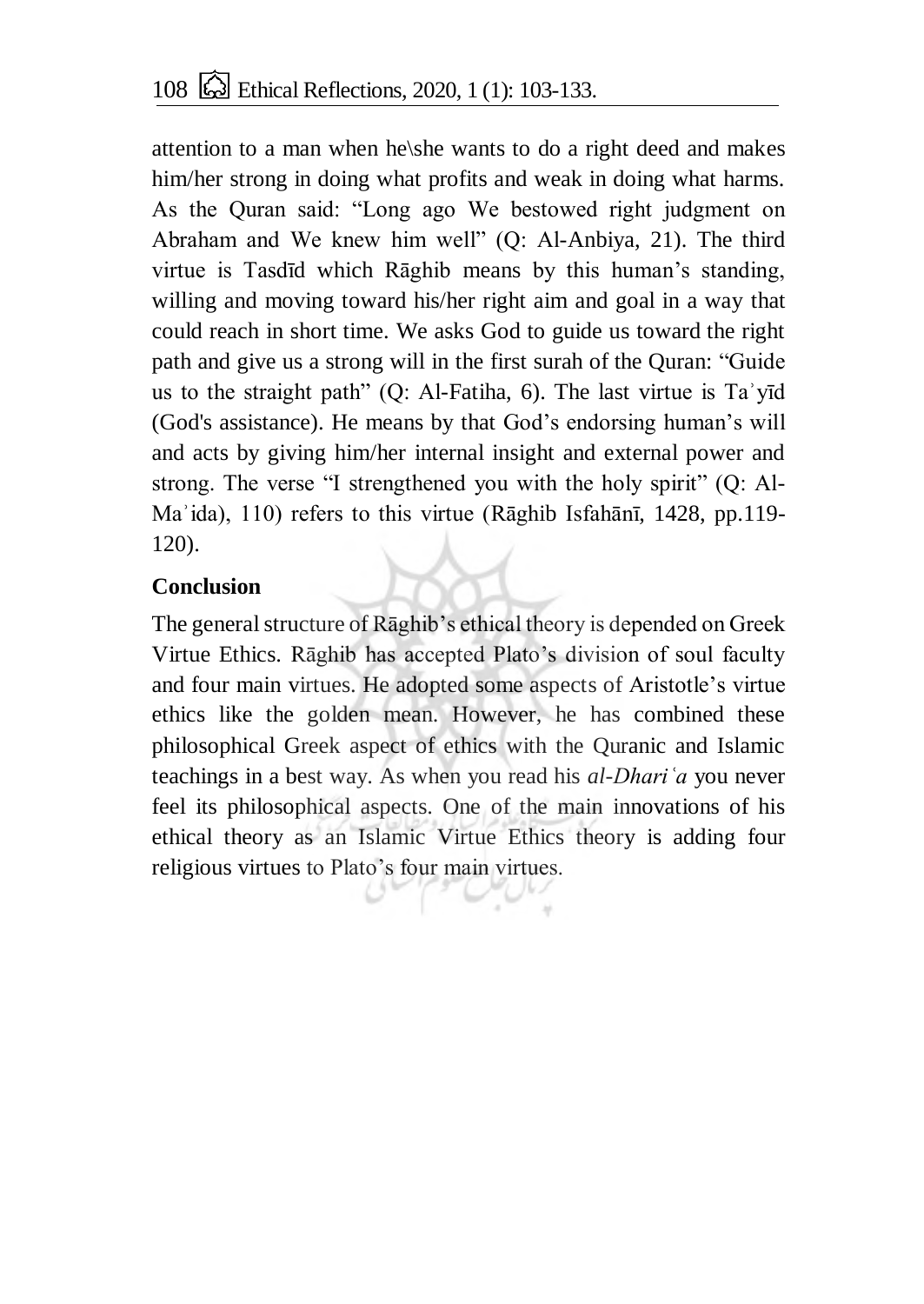attention to a man when he\she wants to do a right deed and makes him/her strong in doing what profits and weak in doing what harms. As the Quran said: "Long ago We bestowed right judgment on Abraham and We knew him well" (Q: Al-Anbiya, 21). The third virtue is Tasdīd which Rāghib means by this human's standing, willing and moving toward his/her right aim and goal in a way that could reach in short time. We asks God to guide us toward the right path and give us a strong will in the first surah of the Quran: "Guide us to the straight path" (Q: Al-Fatiha, 6). The last virtue is Taʾyīd (God's assistance). He means by that God's endorsing human's will and acts by giving him/her internal insight and external power and strong. The verse "I strengthened you with the holy spirit" (Q: Al-Maʾida), 110) refers to this virtue (Rāghib Isfahānī, 1428, pp.119-120).

## Conclusion

The general structure of Rāghib's ethical theory is depended on Greek Virtue Ethics. Rāghib has accepted Plato's division of soul faculty and four main virtues. He adopted some aspects of Aristotle's virtue ethics like the golden mean. However, he has combined these philosophical Greek aspect of ethics with the Quranic and Islamic teachings in a best way. As when you read his *al-Dhariʿa* you never feel its philosophical aspects. One of the main innovations of his ethical theory as an Islamic Virtue Ethics theory is adding four religious virtues to Plato's four main virtues.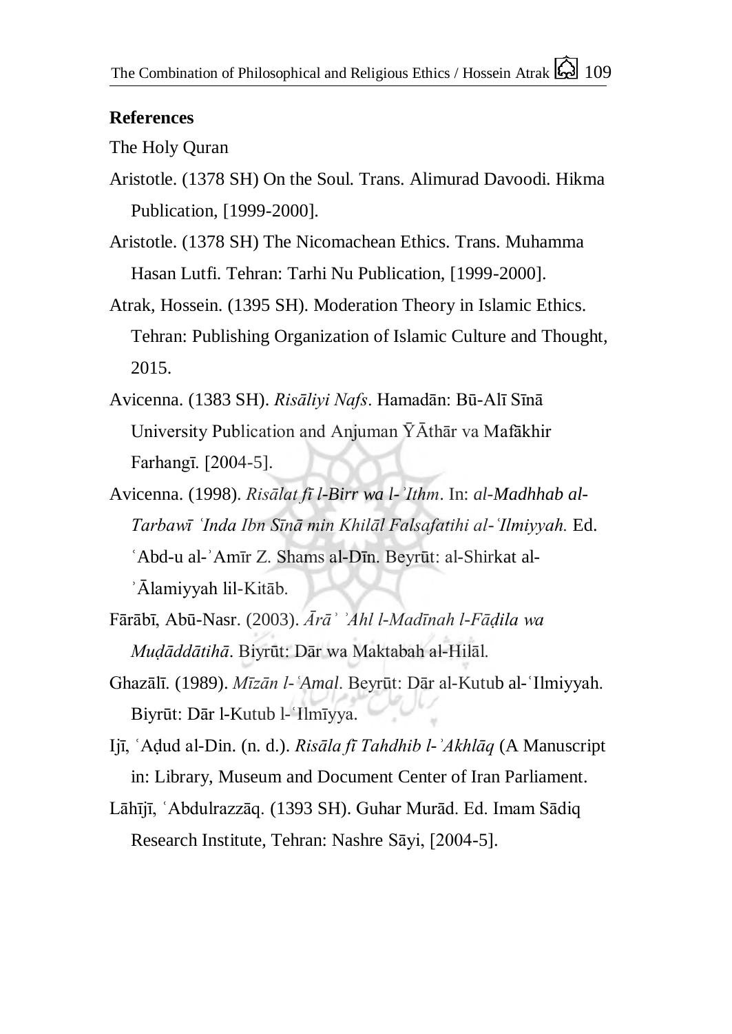## References

The Holy Quran

Aristotle. (1378 SH) On the Soul. Trans. Alimurad Davoodi. Hikma Publication, [1999-2000].

Aristotle. (1378 SH) The Nicomachean Ethics. Trans. Muhamma Hasan Lutfi. Tehran: Tarhi Nu Publication, [1999-2000].

Atrak, Hossein. (1395 SH). Moderation Theory in Islamic Ethics. Tehran: Publishing Organization of Islamic Culture and Thought, 2015.

Avicenna. (1383 SH). *Risāliyi Nafs*. Hamadān: Bū-Alī Sīnā University Publication and Anjuman ȲĀthār va Mafākhir Farhangī. [2004-5].

Avicenna. (1998). *Risālat fī l-Birr wa l-ʾIthm*. In: *al-Madhhab al-Tarbawī ʿInda Ibn Sīnā min Khilāl Falsafatihi al-ʿIlmiyyah.* Ed. ʿAbd-u al-ʾAmīr Z. Shams al-Dīn. Beyrūt: al-Shirkat al-ʾĀlamiyyah lil-Kitāb.

Fārābī, Abū-Nasr. (2003). *Ārāʾ ʾAhl l-Madīnah l-Fāḍila wa Muḍāddātihā*. Biyrūt: Dār wa Maktabah al-Hilāl.

Ghazālī. (1989). *Mīzān l-ʿAmal*. Beyrūt: Dār al-Kutub al-ʿIlmiyyah. Biyrūt: Dār l-Kutub l-ʿIlmīyya.

Ijī, ʿAḍud al-Din. (n. d.). *Risāla fī Tahdhib l-ʾAkhlāq* (A Manuscript in: Library, Museum and Document Center of Iran Parliament.

Lāhījī, ʿAbdulrazzāq. (1393 SH). Guhar Murād. Ed. Imam Sādiq Research Institute, Tehran: Nashre Sāyi, [2004-5].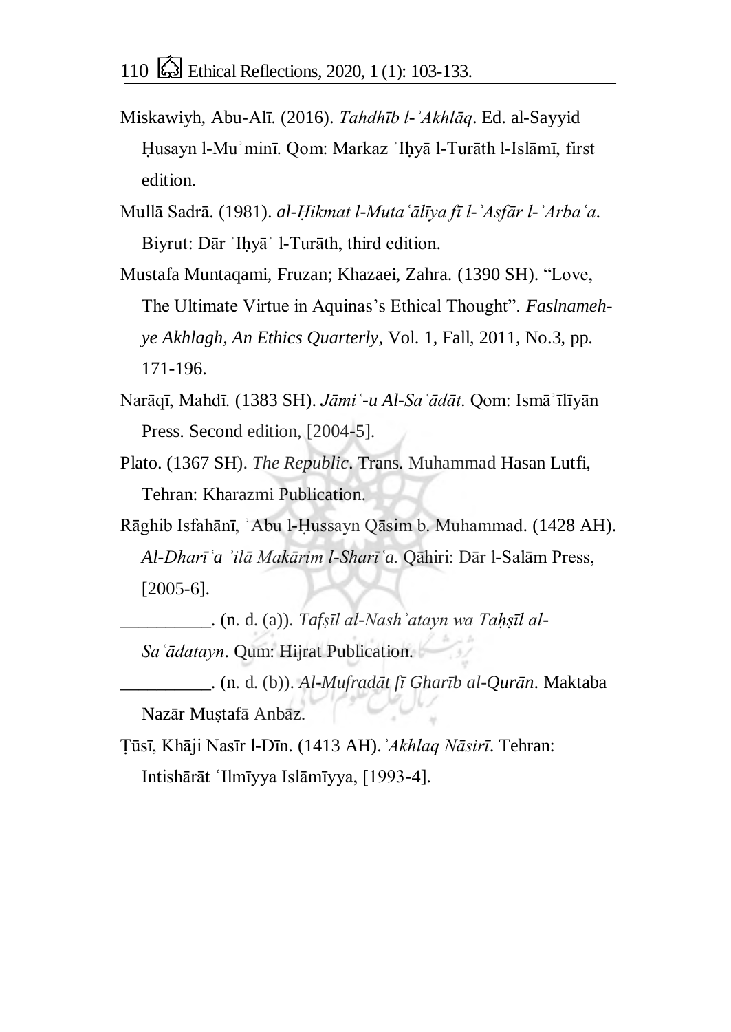Miskawiyh, Abu-Alī. (2016). *Tahdhīb l-ʾAkhlāq*. Ed. al-Sayyid Ḥusayn l-Muʾminī. Qom: Markaz ʾIḥyā l-Turāth l-Islāmī, first edition.

Mullā Sadrā. (1981). *al-Ḥikmat l-Mutaʿālīya fī l-ʾAsfār l-ʾArbaʿa*. Biyrut: Dār ʾIḥyāʾ l-Turāth, third edition.

Mustafa Muntaqami, Fruzan; Khazaei, Zahra. (1390 SH). "Love, The Ultimate Virtue in Aquinas's Ethical Thought". *Faslnameh-ye Akhlagh, An Ethics Quarterly*, Vol. 1, Fall, 2011, No.3, pp. 171-196.

Narāqī, Mahdī. (1383 SH). *Jāmiʿ-u Al-Saʿādāt*. Qom: Ismāʾīlīyān Press. Second edition, [2004-5].

Plato. (1367 SH). *The Republic*. Trans. Muhammad Hasan Lutfi, Tehran: Kharazmi Publication.

Rāghib Isfahānī, ʾAbu l-Ḥussayn Qāsim b. Muhammad. (1428 AH). *Al-Dharīʿa ʾilā Makārim l-Sharīʿa.* Qāhiri: Dār l-Salām Press, [2005-6].

__________. (n. d. (a)). *Tafṣīl al-Nashʾatayn wa Taḥṣīl al-Saʿādatayn*. Qum: Hijrat Publication.

__________. (n. d. (b)). *Al-Mufradāt fī Gharīb al-Qurān*. Maktaba Nazār Muṣtafā Anbāz.

Ṭūsī, Khāji Nasīr l-Dīn. (1413 AH). *ʾAkhlaq Nāsirī*. Tehran: Intishārāt ʿIlmīyya Islāmīyya, [1993-4].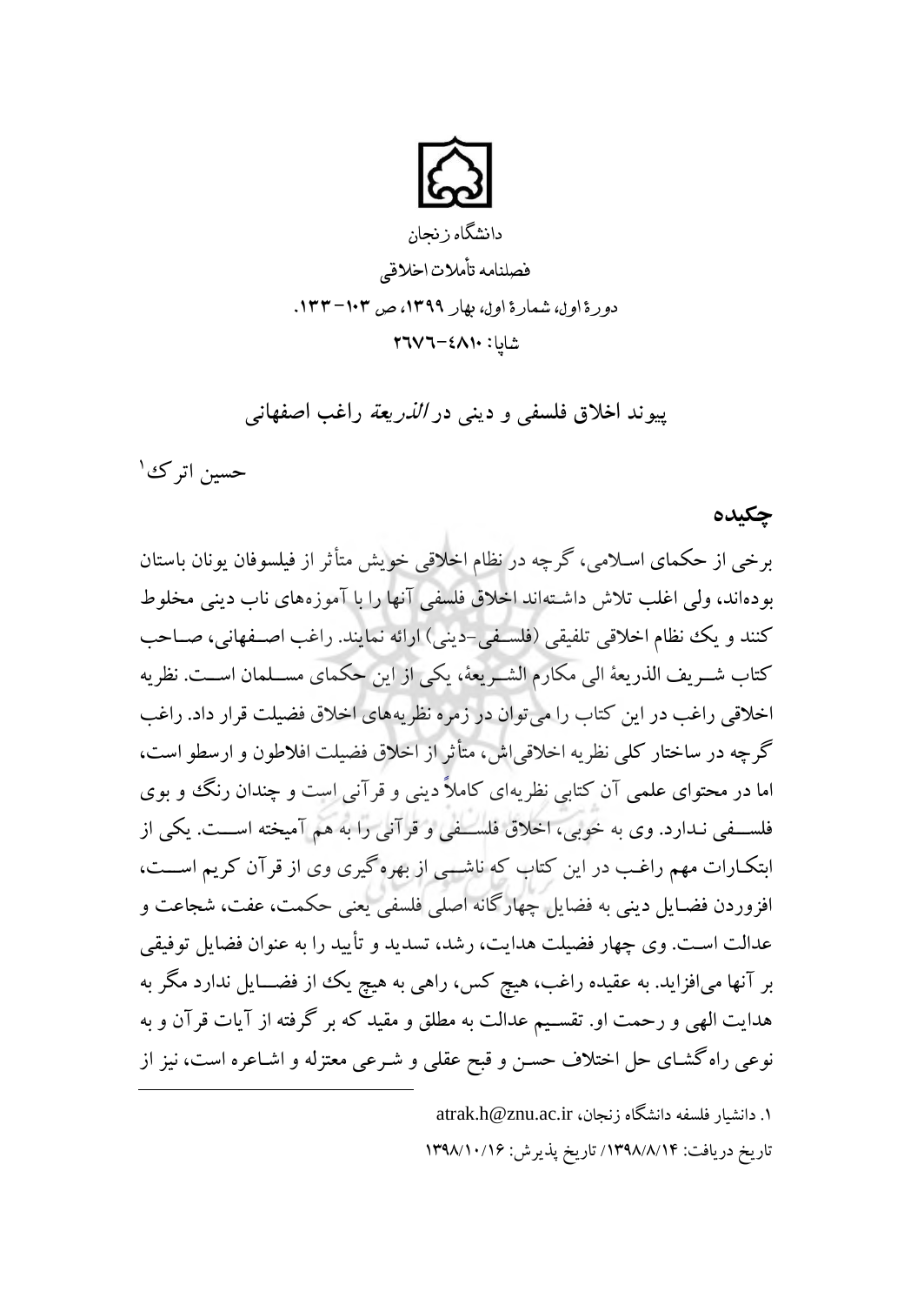دانشگاه زنجان

فصلنامه تأملات اخلاقی

دورهٔ اول، شمارهٔ اول، بهار ۱۳۹۹، ص ۱۰۳–۱۳۳.

شاپا: ۴۸۱۰-۲۶۷۶

# پیوند اخلاق فلسفی و دینی در *الذریعة* راغب اصفهانی

حسین اترک[1]

## چکیده

برخی از حکمای اسلامی، گرچه در نظام اخلاقی خویش متأثر از فیلسوفان یونان باستان بوده‌اند، ولی اغلب تلاش داشته‌اند اخلاق فلسفی آنها را با آموزه‌های ناب دینی مخلوط کنند و یک نظام اخلاقی تلفیقی (فلسفی-دینی) ارائه نمایند. راغب اصفهانی، صاحب کتاب شریف الذریعهٔ الی مکارم الشریعهٔ، یکی از این حکمای مسلمان است. نظریه اخلاقی راغب در این کتاب را می‌توان در زمره نظریه‌های اخلاق فضیلت قرار داد. راغب گرچه در ساختار کلی نظریه اخلاقی‌اش، متأثر از اخلاق فضیلت افلاطون و ارسطو است، اما در محتوای علمی آن کتابی نظریه‌ای کاملاً دینی و قرآنی است و چندان رنگ و بوی فلسفی ندارد. وی به خوبی، اخلاق فلسفی و قرآنی را به هم آمیخته است. یکی از ابتکارات مهم راغب در این کتاب که ناشی از بهره‌گیری وی از قرآن کریم است، افزوردن فضایل دینی به فضایل چهارگانه اصلی فلسفی یعنی حکمت، عفت، شجاعت و عدالت است. وی چهار فضیلت هدایت، رشد، تسدید و تأیید را به عنوان فضایل توفیقی بر آنها می‌افزاید. به عقیده راغب، هیچ کس، راهی به هیچ یک از فضایل ندارد مگر به هدایت الهی و رحمت او. تقسیم عدالت به مطلق و مقید که بر گرفته از آیات قرآن و به نوعی راه‌گشای حل اختلاف حسن و قبح عقلی و شرعی معتزله و اشاعره است، نیز از

---

[1] ۱. دانشیار فلسفه دانشگاه زنجان، atrak.h@znu.ac.ir

تاریخ دریافت: ۱۳۹۸/۸/۱۴/ تاریخ پذیرش: ۱۳۹۸/۱۰/۱۶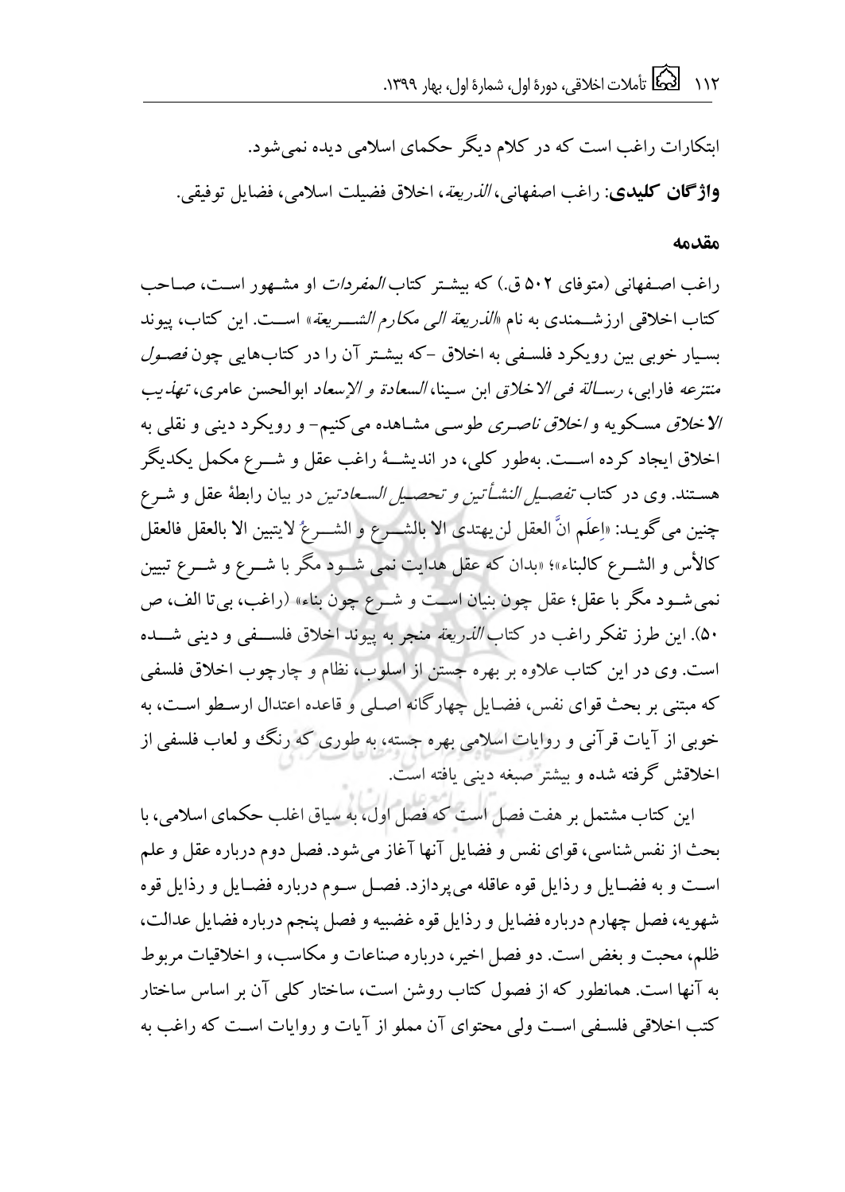ابتکارات راغب است که در کلام دیگر حکمای اسلامی دیده نمی‌شود.

**واژگان کلیدی**: راغب اصفهانی، *الذریعة*، اخلاق فضیلت اسلامی، فضایل توفیقی.

## مقدمه

راغب اصفهانی (متوفای ۵۰۲ ق.) که بیشتر کتاب *المفردات* او مشهور است، صاحب کتاب اخلاقی ارزشمندی به نام «*الذریعة الی مکارم الشریعة*» است. این کتاب، پیوند بسیار خوبی بین رویکرد فلسفی به اخلاق -که بیشتر آن را در کتاب‌هایی چون *فصول منتزعه* فارابی، *رسالة فی الاخلاق* ابن سینا، *السعادة و الإسعاد* ابوالحسن عامری، *تهذیب الاخلاق* مسکویه و *اخلاق ناصری* طوسی مشاهده می‌کنیم- و رویکرد دینی و نقلی به اخلاق ایجاد کرده است. به‌طور کلی، در اندیشهٔ راغب عقل و شرع مکمل یکدیگر هستند. وی در کتاب *تفصیل النشأتین و تحصیل السعادتین* در بیان رابطهٔ عقل و شرع چنین می‌گوید: «اِعلَم انَّ العقل لن یهتدی الا بالشرع و الشرعُ لایتبین الا بالعقل فالعقل کالأس و الشرع کالبناء»؛ «بدان که عقل هدایت نمی شود مگر با شرع و شرع تبیین نمی‌شود مگر با عقل؛ عقل چون بنیان است و شرع چون بناء» (راغب، بی‌تا الف، ص ۵۰). این طرز تفکر راغب در کتاب *الذریعة* منجر به پیوند اخلاق فلسفی و دینی شده است. وی در این کتاب علاوه بر بهره جستن از اسلوب، نظام و چارچوب اخلاق فلسفی که مبتنی بر بحث قوای نفس، فضایل چهارگانه اصلی و قاعده اعتدال ارسطو است، به خوبی از آیات قرآنی و روایات اسلامی بهره جسته، به طوری که رنگ و لعاب فلسفی از اخلاقش گرفته شده و بیشتر صبغه دینی یافته است.

این کتاب مشتمل بر هفت فصل است که فصل اول، به سیاق اغلب حکمای اسلامی، با بحث از نفس‌شناسی، قوای نفس و فضایل آنها آغاز می‌شود. فصل دوم درباره عقل و علم است و به فضایل و رذایل قوه عاقله می‌پردازد. فصل سوم درباره فضایل و رذایل قوه شهویه، فصل چهارم درباره فضایل و رذایل قوه غضبیه و فصل پنجم درباره فضایل عدالت، ظلم، محبت و بغض است. دو فصل اخیر، درباره صناعات و مکاسب، و اخلاقیات مربوط به آنها است. همانطور که از فصول کتاب روشن است، ساختار کلی آن بر اساس ساختار کتب اخلاقی فلسفی است ولی محتوای آن مملو از آیات و روایات است که راغب به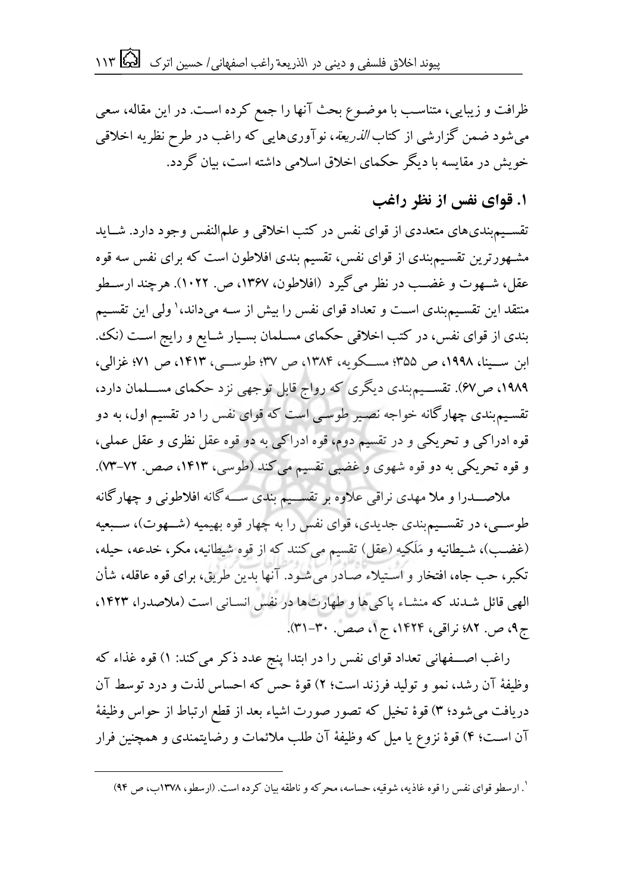ظرافت و زیبایی، متناسب با موضوع بحث آنها را جمع کرده است. در این مقاله، سعی می‌شود ضمن گزارشی از کتاب *الذریعة*، نوآوری‌هایی که راغب در طرح نظریه اخلاقی خویش در مقایسه با دیگر حکمای اخلاق اسلامی داشته است، بیان گردد.

## ۱. قوای نفس از نظر راغب

تقسیم‌بندی‌های متعددی از قوای نفس در کتب اخلاقی و علم‌النفس وجود دارد. شاید مشهورترین تقسیم‌بندی از قوای نفس، تقسیم بندی افلاطون است که برای نفس سه قوه عقل، شهوت و غضب در نظر می‌گیرد (افلاطون، ۱۳۶۷، ص. ۱۰۲۲). هرچند ارسطو منتقد این تقسیم‌بندی است و تعداد قوای نفس را بیش از سه می‌داند،[۱] ولی این تقسیم بندی از قوای نفس، در کتب اخلاقی حکمای مسلمان بسیار شایع و رایج است (نک. ابن سینا، ۱۹۹۸، ص ۳۵۵؛ مسکویه، ۱۳۸۴، ص ۳۷؛ طوسی، ۱۴۱۳، ص ۷۱؛ غزالی، ۱۹۸۹، ص۶۷). تقسیم‌بندی دیگری که رواج قابل توجهی نزد حکمای مسلمان دارد، تقسیم‌بندی چهارگانه خواجه نصیر طوسی است که قوای نفس را در تقسیم اول، به دو قوه ادراکی و تحریکی و در تقسیم دوم، قوه ادراکی به دو قوه عقل نظری و عقل عملی، و قوه تحریکی به دو قوه شهوی و غضبی تقسیم می‌کند (طوسی، ۱۴۱۳، صص. ۷۲-۷۳).

ملاصدرا و ملا مهدی نراقی علاوه بر تقسیم بندی سه‌گانه افلاطونی و چهارگانه طوسی، در تقسیم‌بندی جدیدی، قوای نفس را به چهار قوه بهیمیه (شهوت)، سبعیه (غضب)، شیطانیه و مَلَکیه (عقل) تقسیم می‌کنند که از قوه شیطانیه، مکر، خدعه، حیله، تکبر، حب جاه، افتخار و استیلاء صادر می‌شود. آنها بدین طریق، برای قوه عاقله، شأن الهی قائل شدند که منشاء پاکی‌ها و طهارت‌ها در نفس انسانی است (ملاصدرا، ۱۴۲۳، ج۹، ص. ۸۲؛ نراقی، ۱۴۲۴، ج۱، صص. ۳۰-۳۱).

راغب اصفهانی تعداد قوای نفس را در ابتدا پنج عدد ذکر می‌کند: ۱) قوه غذاء که وظیفهٔ آن رشد، نمو و تولید فرزند است؛ ۲) قوهٔ حس که احساس لذت و درد توسط آن دریافت می‌شود؛ ۳) قوهٔ تخیل که تصور صورت اشیاء بعد از قطع ارتباط از حواس وظیفهٔ آن است؛ ۴) قوهٔ نزوع یا میل که وظیفهٔ آن طلب ملائمات و رضایتمندی و همچنین فرار

---

[۱]. ارسطو قوای نفس را قوه غاذیه، شوقیه، حساسه، محرکه و ناطقه بیان کرده است. (ارسطو، ۱۳۷۸ب، ص ۹۴)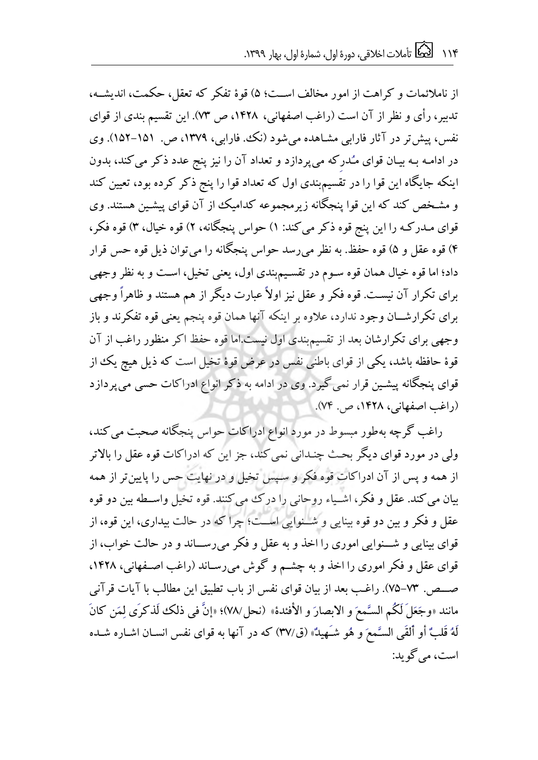از ناملائمات و کراهت از امور مخالف اســت؛ ۵) قوهٔ تفکر که تعقل، حکمت، اندیشــه، تدبیر، رأی و نظر از آن است (راغب اصفهانی، ۱۴۲۸، ص ۷۳). این تقسیم بندی از قوای نفس، پیش‌تر در آثار فارابی مشاهده می‌شود (نک. فارابی، ۱۳۷۹، ص. ۱۵۱-۱۵۲). وی در ادامـه بـه بیـان قوای مُدرِکه می‌پردازد و تعداد آن را نیز پنج عدد ذکر می‌کند، بدون اینکه جایگاه این قوا را در تقسیم‌بندی اول که تعداد قوا را پنج ذکر کرده بود، تعیین کند و مشـخص کند که این قوا پنجگانه زیرمجموعه کدامیک از آن قوای پیشـین هستند. وی قوای مـدرکـه را این پنج قوه ذکر می‌کند: ۱) حواس پنجگانه، ۲) قوه خیال، ۳) قوه فکر، ۴) قوه عقل و ۵) قوه حفظ. به نظر می‌رسد حواس پنجگانه را می‌توان ذیل قوه حس قرار داد؛ اما قوه خیال همان قوه سـوم در تقسـیم‌بندی اول، یعنی تخیل، اسـت و به نظر وجهی برای تکرار آن نیسـت. قوه فکر و عقل نیز اولاً عبارت دیگر از هم هستند و ظاهراً وجهی برای تکرارشــان وجود ندارد، علاوه بر اینکه آنها همان قوه پنجم یعنی قوه تفکرند و باز وجهی برای تکرارشان بعد از تقسیم‌بندی اول نیست.اما قوه حفظ اگر منظور راغب از آن قوهٔ حافظه باشد، یکی از قوای باطنی نفس در عرض قوهٔ تخیل است که ذیل هیچ یک از قوای پنجگانه پیشـین قرار نمی‌گیرد. وی در ادامه به ذکر انواع ادراکات حسی می‌پردازد (راغب اصفهانی، ۱۴۲۸، ص. ۷۴).

راغب گرچه به‌طور مبسوط در مورد انواع ادراکات حواس پنجگانه صحبت می‌کند، ولی در مورد قوای دیگر بحـث چنـدانی نمی‌کند، جز این که ادراکات قوه عقل را بالاتر از همه و پس از آن ادراکات قوه فکر و سـپس تخیل و در نهایت حس را پایین‌تر از همه بیان می‌کند. عقل و فکر، اشـیاء روحانی را درک می‌کنند. قوه تخیل واسـطه بین دو قوه عقل و فکر و بین دو قوه بینایی و شـنوایی اسـت؛ چرا که در حالت بیداری، این قوه، از قوای بینایی و شــنوایی اموری را اخذ و به عقل و فکر می‌رســاند و در حالت خواب، از قوای عقل و فکر اموری را اخذ و به چشـم و گوش می‌رسـاند (راغب اصـفهانی، ۱۴۲۸، صــص. ۷۳-۷۵). راغب بعد از بیان قوای نفس از باب تطبیق این مطالب با آیات قرآنی مانند «وجَعَلَ لَکُم السَّمعَ و الابصارَ و الأفئدة» (نحل/۷۸)؛ «إنَّ فی ذلکَ لَذکرَی لِمَن کانَ لَهُ قَلبٌ أو ألقَی السَّمعَ و هُو شَـهیدٌ» (ق/۳۷) که در آنها به قوای نفس انسـان اشـاره شـده است، می‌گوید: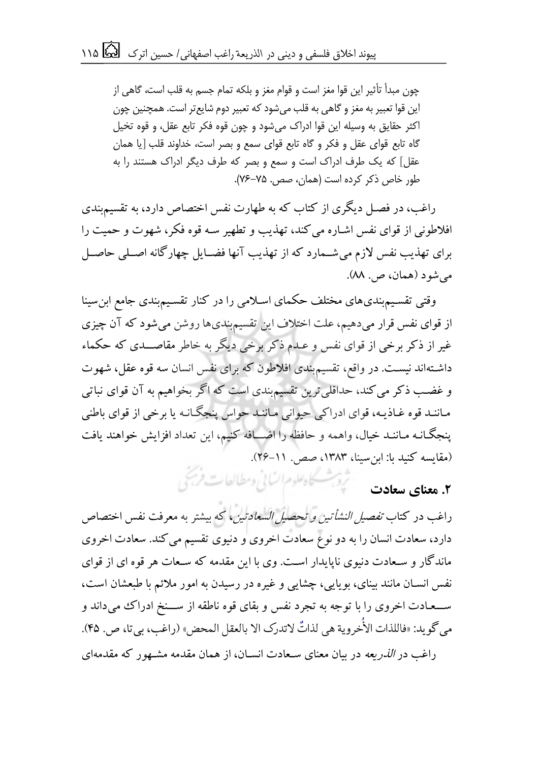چون مبدأ تأثیر این قوا مغز است و قوام مغز و بلکه تمام جسم به قلب است، گاهی از این قوا تعبیر به مغز و گاهی به قلب می‌شود که تعبیر دوم شایع‌تر است. همچنین چون اکثر حقایق به وسیله این قوا ادراک می‌شود و چون قوه فکر تابع عقل، و قوه تخیل گاه تابع قوای عقل و فکر و گاه تابع قوای سمع و بصر است، خداوند قلب [یا همان عقل] که یک طرف ادراک است و سمع و بصر که طرف دیگر ادراک هستند را به طور خاص ذکر کرده است (همان، صص. ۷۵-۷۶).

راغب، در فصل دیگری از کتاب که به طهارت نفس اختصاص دارد، به تقسیم‌بندی افلاطونی از قوای نفس اشاره می‌کند، تهذیب و تطهیر سه قوه فکر، شهوت و حمیت را برای تهذیب نفس لازم می‌شمارد که از تهذیب آنها فضایل چهارگانه اصلی حاصل می‌شود (همان، ص. ۸۸).

وقتی تقسیم‌بندی‌های مختلف حکمای اسلامی را در کنار تقسیم‌بندی جامع ابن‌سینا از قوای نفس قرار می‌دهیم، علت اختلاف این تقسیم‌بندی‌ها روشن می‌شود که آن چیزی غیر از ذکر برخی از قوای نفس و عدم ذکر برخی دیگر به خاطر مقاصدی که حکماء داشته‌اند نیست. در واقع، تقسیم‌بندی افلاطون که برای نفس انسان سه قوه عقل، شهوت و غضب ذکر می‌کند، حداقلی‌ترین تقسیم‌بندی است که اگر بخواهیم به آن قوای نباتی مانند قوه غاذیه، قوای ادراکی حیوانی مانند حواس پنجگانه یا برخی از قوای باطنی پنجگانه مانند خیال، واهمه و حافظه را اضافه کنیم، این تعداد افزایش خواهند یافت (مقایسه کنید با: ابن‌سینا، ۱۳۸۳، صص. ۱۱-۲۶).

## ۲. معنای سعادت

راغب در کتاب *تفصیل النشأتین و تحصیل السعادتین*، که بیشتر به معرفت نفس اختصاص دارد، سعادت انسان را به دو نوع سعادت اخروی و دنیوی تقسیم می‌کند. سعادت اخروی ماندگار و سعادت دنیوی ناپایدار است. وی با این مقدمه که سعات هر قوه ای از قوای نفس انسان مانند بینای، بویایی، چشایی و غیره در رسیدن به امور ملائم با طبعشان است، سعادت اخروی را با توجه به تجرد نفس و بقای قوه ناطقه از سنخ ادراک می‌داند و می‌گوید: «فاللذات الأُخروية هی لذاتٌ لاتدرک الا بالعقل المحض» (راغب، بی‌تا، ص. ۴۵).

راغب در *الذریعه* در بیان معنای سعادت انسان، از همان مقدمه مشهور که مقدمه‌ای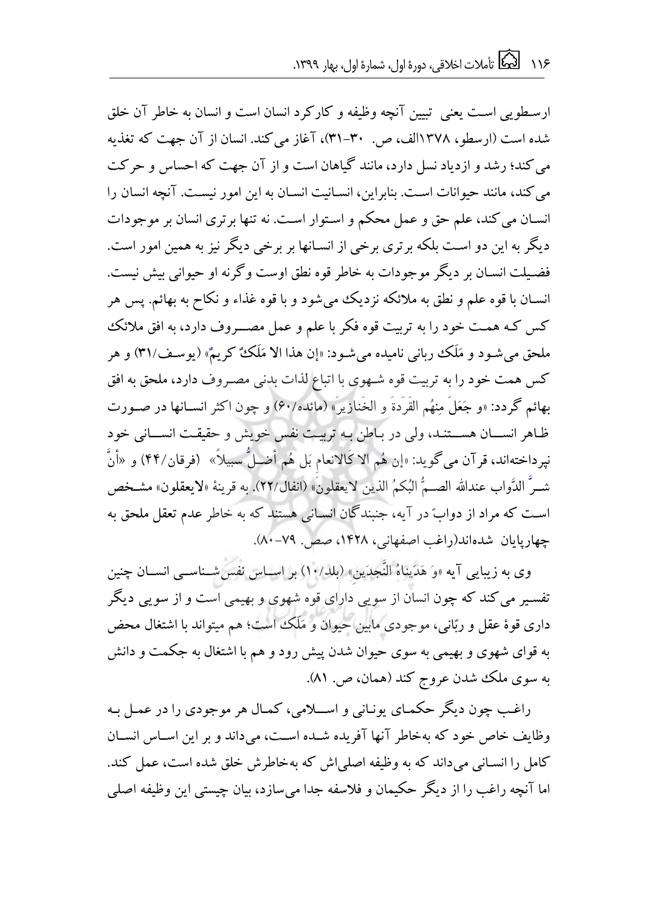ارسطویی است یعنی تبیین آنچه وظیفه و کارکرد انسان است و انسان به خاطر آن خلق شده است (ارسطو، ۱۳۷۸الف، ص. ۳۰-۳۱)، آغاز می‌کند. انسان از آن جهت که تغذیه می‌کند؛ رشد و ازدیاد نسل دارد، مانند گیاهان است و از آن جهت که احساس و حرکت می‌کند، مانند حیوانات است. بنابراین، انسانیت انسان به این امور نیست. آنچه انسان را انسان می‌کند، علم حق و عمل محکم و استوار است. نه تنها برتری انسان بر موجودات دیگر به این دو است بلکه برتری برخی از انسانها بر برخی دیگر نیز به همین امور است. فضیلت انسان بر دیگر موجودات به خاطر قوه نطق اوست وگرنه او حیوانی بیش نیست. انسان با قوه علم و نطق به ملائکه نزدیک می‌شود و با قوه غذاء و نکاح به بهائم. پس هر کس که همت خود را به تربیت قوه فکر با علم و عمل مصروف دارد، به افق ملائک ملحق می‌شود و مَلَکِ ربانی نامیده می‌شود: «إن هذا الا مَلَکٌ کریمٌ» (یوسف/۳۱) و هر کس همت خود را به تربیت قوه شهوی با اتباع لذات بدنی مصروف دارد، ملحق به افق بهائم گردد: «و جَعَلَ مِنهُم القِرَدَةَ و الخَنازیرَ» (مائده/۶۰) و چون اکثر انسانها در صورت ظاهر انسان هستند، ولی در باطن به تربیت نفس خویش و حقیقت انسانی خود نپرداخته‌اند، قرآن می‌گوید: «إن هُم الا کَالانعام بَل هُم أضلُّ سبیلاً» (فرقان/۴۴) و «أنَّ شرَّ الدَّواب عندالله الصمُّ البُکمُ الذین لایعقلونَ» (انفال/۲۲). به قرینهٔ «لایعقلون» مشخص است که مراد از دوابّ در آیه، جنبندگان انسانی هستند که به خاطر عدم تعقل ملحق به چهارپایان شده‌اند(راغب اصفهانی، ۱۴۲۸، صص. ۷۹-۸۰).

وی به زیبایی آیه «وَ هَدَیناهُ النَّجدَین» (بلد/۱۰) بر اساس نفس‌شناسی انسان چنین تفسیر می‌کند که چون انسان از سویی دارای قوه شهوی و بهیمی است و از سویی دیگر داری قوهٔ عقل و ربّانی، موجودی مابین حیوان و مَلَک است؛ هم میتواند با اشتغال محض به قوای شهوی و بهیمی به سوی حیوان شدن پیش رود و هم با اشتغال به حکمت و دانش به سوی ملک شدن عروج کند (همان، ص. ۸۱).

راغب چون دیگر حکمای یونانی و اسلامی، کمال هر موجودی را در عمل به وظایف خاص خود که به‌خاطر آنها آفریده شده است، می‌داند و بر این اساس انسان کامل را انسانی می‌داند که به وظیفه اصلی‌اش که به‌خاطرش خلق شده است، عمل کند. اما آنچه راغب را از دیگر حکیمان و فلاسفه جدا می‌سازد، بیان چیستی این وظیفه اصلی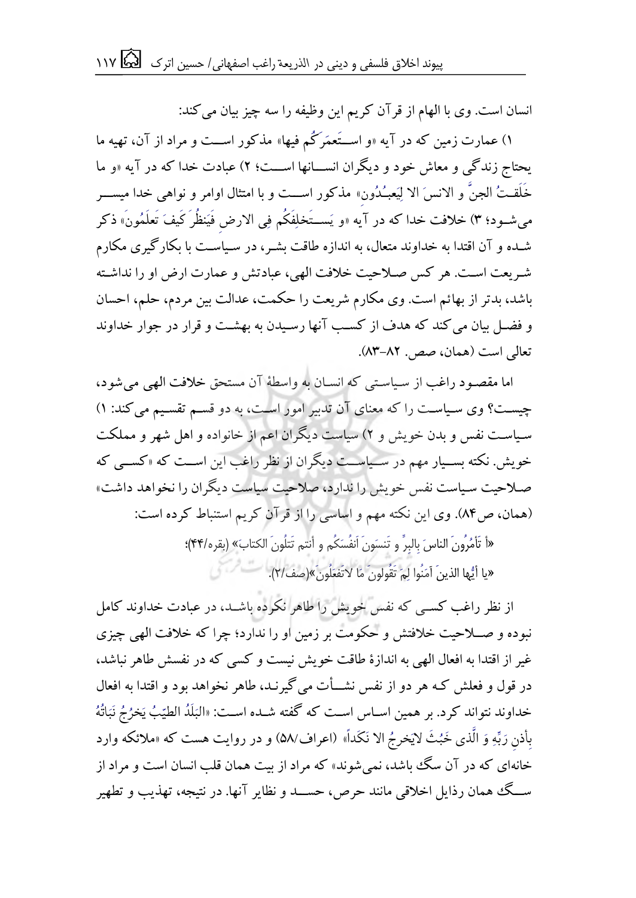انسان است. وی با الهام از قرآن کریم این وظیفه را سه چیز بیان می‌کند:

۱) عمارت زمین که در آیه «و استَعمَرَکُم فیها» مذکور است و مراد از آن، تهیه ما یحتاج زندگی و معاش خود و دیگران انسانها است؛ ۲) عبادت خدا که در آیه «و ما خَلَقتُ الجنَّ و الانسَ الا لِیَعبُدُون» مذکور است و با امتثال اوامر و نواهی خدا میسر می‌شود؛ ۳) خلافت خدا که در آیه «و یَستَخلِفَکُم فِی الارض فَیَنظُرَ کَیفَ تَعلَمُونَ» ذکر شده و آن اقتدا به خداوند متعال، به اندازه طاقت بشر، در سیاست با بکارگیری مکارم شریعت است. هر کس صلاحیت خلافت الهی، عبادتش و عمارت ارض او را نداشته باشد، بدتر از بهائم است. وی مکارم شریعت را حکمت، عدالت بین مردم، حلم، احسان و فضل بیان می‌کند که هدف از کسب آنها رسیدن به بهشت و قرار در جوار خداوند تعالی است (همان، صص. ۸۲-۸۳).

اما مقصود راغب از سیاستی که انسان به واسطهٔ آن مستحق خلافت الهی می‌شود، چیست؟ وی سیاست را که معنای آن تدبیر امور است، به دو قسم تقسیم می‌کند: ۱) سیاست نفس و بدن خویش و ۲) سیاست دیگران اعم از خانواده و اهل شهر و مملکت خویش. نکته بسیار مهم در سیاست دیگران از نظر راغب این است که «کسی که صلاحیت سیاست نفس خویش را ندارد، صلاحیت سیاست دیگران را نخواهد داشت» (همان، ص۸۴). وی این نکته مهم و اساسی را از قرآن کریم استنباط کرده است:

«أ تَأمُرُونَ الناسَ بِالبِرِّ و تَنسَونَ اَنفُسَکُم و أنتم تَتلُونَ الکتابَ» (بقره/۴۴)؛

«یا أیُّها الذینَ آمَنُوا لِمَ تَقُولونَ مَا لاتَفعَلُونَ»(صف/۲).

از نظر راغب کسی که نفس خویش را طاهر نکرده باشد، در عبادت خداوند کامل نبوده و صلاحیت خلافتش و حکومت بر زمین او را ندارد؛ چرا که خلافت الهی چیزی غیر از اقتدا به افعال الهی به اندازهٔ طاقت خویش نیست و کسی که در نفسش طاهر نباشد، در قول و فعلش که هر دو از نفس نشأت می‌گیرند، طاهر نخواهد بود و اقتدا به افعال خداوند نتواند کرد. بر همین اساس است که گفته شده است: «البَلَدُ الطیّبُ یَخرُجُ نَبَاتُهُ بِأذنِ رَبِّهِ وَ الَّذی خَبُثَ لایَخرجُ الا نَکَداً» (اعراف/۵۸) و در روایت هست که «ملائکه وارد خانه‌ای که در آن سگ باشد، نمی‌شوند» که مراد از بیت همان قلب انسان است و مراد از سگ همان رذایل اخلاقی مانند حرص، حسد و نظایر آنها. در نتیجه، تهذیب و تطهیر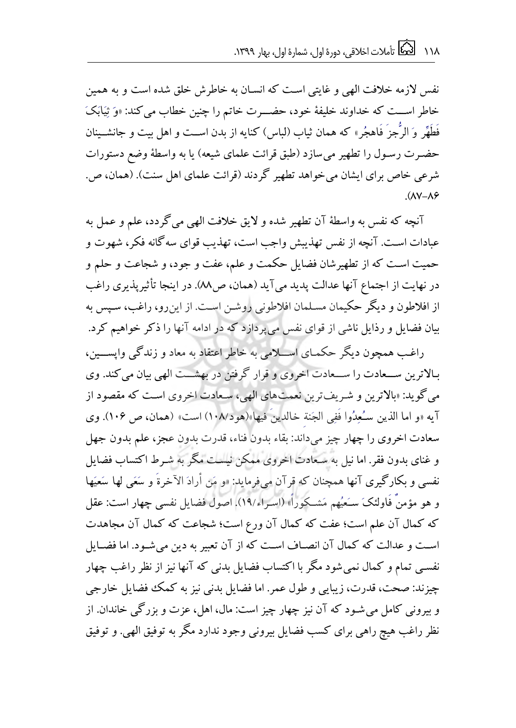نفس لازمه خلافت الهی و غایتی است که انسان به خاطرش خلق شده است و به همین خاطر است که خداوند خلیفهٔ خود، حضرت خاتم را چنین خطاب می‌کند: «وَ ثِیَابَکَ فَطَهِّرْ وَ الرُّجزَ فَاهجُر» که همان ثیاب (لباس) کنایه از بدن است و اهل بیت و جانشینان حضرت رسول را تطهیر می‌سازد (طبق قرائت علمای شیعه) یا به واسطهٔ وضع دستورات شرعی خاص برای ایشان می‌خواهد تطهیر گردند (قرائت علمای اهل سنت). (همان، ص. ۸۶-۸۷).

آنچه که نفس به واسطهٔ آن تطهیر شده و لایق خلافت الهی می‌گردد، علم و عمل به عبادات است. آنچه از نفس تهذیبش واجب است، تهذیب قوای سه‌گانه فکر، شهوت و حمیت است که از تطهیرشان فضایل حکمت و علم، عفت و جود، و شجاعت و حلم و در نهایت از اجتماع آنها عدالت پدید می‌آید (همان، ص۸۸). در اینجا تأثیرپذیری راغب از افلاطون و دیگر حکیمان مسلمان افلاطونی روشن است. از این‌رو، راغب، سپس به بیان فضایل و رذایل ناشی از قوای نفس می‌پردازد که در ادامه آنها را ذکر خواهیم کرد.

راغب همچون دیگر حکمای اسلامی به خاطر اعتقاد به معاد و زندگی واپسین، بالاترین سعادت را سعادت اخروی و قرار گرفتن در بهشت الهی بیان می‌کند. وی می‌گوید: «بالاترین و شریف‌ترین نعمت‌های الهی، سعادت اخروی است که مقصود از آیه «و اما الذین سُعِدُوا فَفِی الجَنَة خالدینَ فیها»(هود/۱۰۸) است» (همان، ص ۱۰۶). وی سعادت اخروی را چهار چیز می‌داند: بقاء بدون فناء، قدرت بدون عجز، علم بدون جهل و غنای بدون فقر. اما نیل به سعادت اخروی ممکن نیست مگر به شرط اکتساب فضایل نفسی و بکارگیری آنها همچنان که قرآن می‌فرماید: «و مَن أرادَ الآخرةَ و سَعَی لها سَعیَها و هو مؤمنٌ فَاولئکَ سَعیُهم مَشکوراً» (اسراء/۱۹). اصول فضایل نفسی چهار است: عقل که کمال آن علم است؛ عفت که کمال آن ورع است؛ شجاعت که کمال آن مجاهدت است و عدالت که کمال آن انصاف است که از آن تعبیر به دین می‌شود. اما فضایل نفسی تمام و کمال نمی‌شود مگر با اکتساب فضایل بدنی که آنها نیز از نظر راغب چهار چیزند: صحت، قدرت، زیبایی و طول عمر. اما فضایل بدنی نیز به کمک فضایل خارجی و بیرونی کامل می‌شود که آن نیز چهار چیز است: مال، اهل، عزت و بزرگی خاندان. از نظر راغب هیچ راهی برای کسب فضایل بیرونی وجود ندارد مگر به توفیق الهی. و توفیق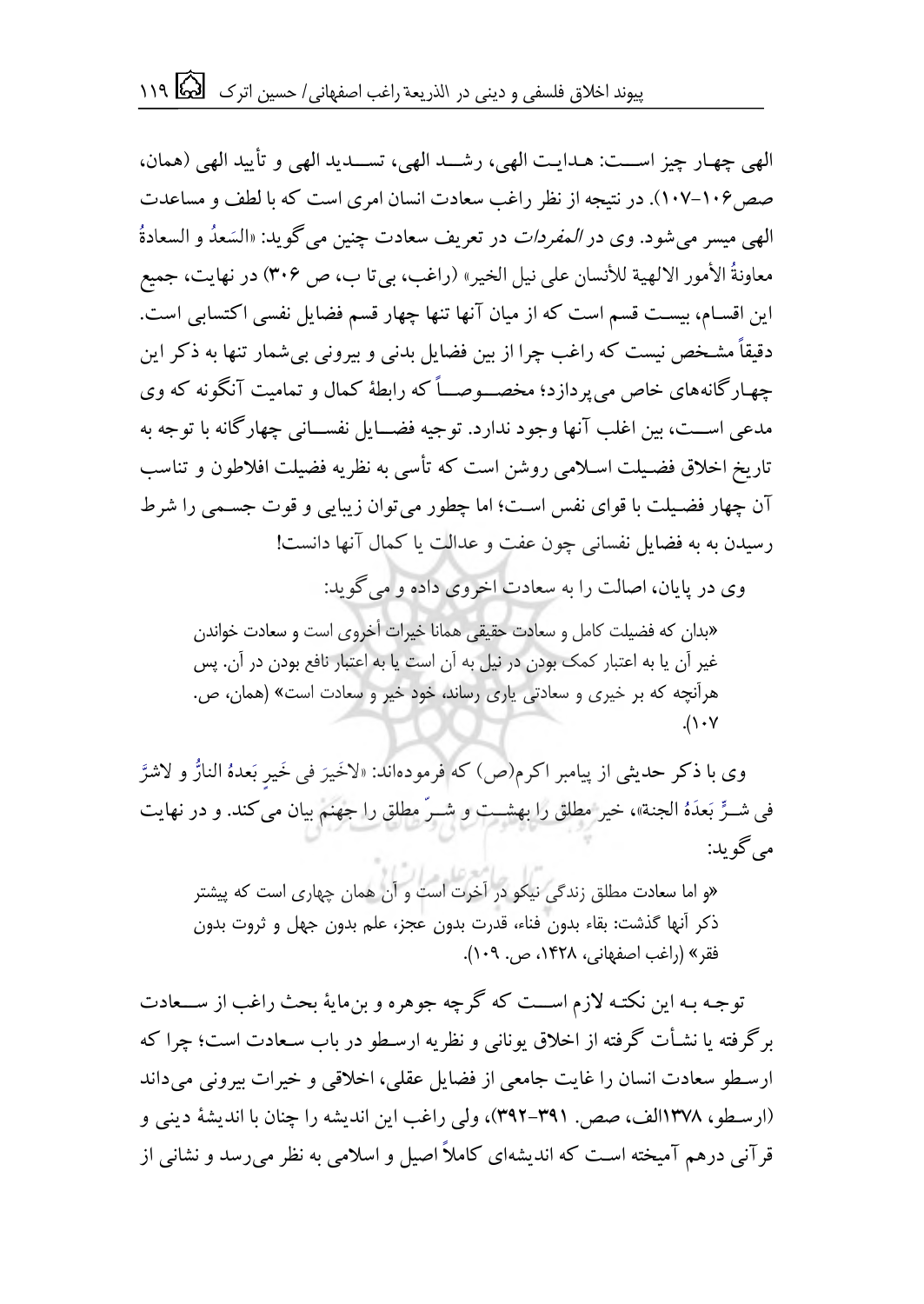الهی چهار چیز است: هدایت الهی، رشد الهی، تسدید الهی و تأیید الهی (همان، صص۱۰۶-۱۰۷). در نتیجه از نظر راغب سعادت انسان امری است که با لطف و مساعدت الهی میسر می‌شود. وی در *المفردات* در تعریف سعادت چنین می‌گوید: «السَعدُ و السعادةُ معاونةُ الأمور الالهیة للأنسان علی نیل الخیر» (راغب، بی‌تا ب، ص ۳۰۶) در نهایت، جمیع این اقسام، بیست قسم است که از میان آنها تنها چهار قسم فضایل نفسی اکتسابی است. دقیقاً مشخص نیست که راغب چرا از بین فضایل بدنی و بیرونی بی‌شمار تنها به ذکر این چهارگانه‌های خاص می‌پردازد؛ مخصوصاً که رابطۀ کمال و تمامیت آنگونه که وی مدعی است، بین اغلب آنها وجود ندارد. توجیه فضایل نفسانی چهارگانه با توجه به تاریخ اخلاق فضیلت اسلامی روشن است که تأسی به نظریه فضیلت افلاطون و تناسب آن چهار فضیلت با قوای نفس است؛ اما چطور می‌توان زیبایی و قوت جسمی را شرط رسیدن به به فضایل نفسانی چون عفت و عدالت یا کمال آنها دانست!

وی در پایان، اصالت را به سعادت اخروی داده و می‌گوید:

> «بدان که فضیلت کامل و سعادت حقیقی همانا خیرات أخروی است و سعادت خواندن غیر آن یا به اعتبار کمک بودن در نیل به آن است یا به اعتبار نافع بودن در آن. پس هرآنچه که بر خیری و سعادتی یاری رساند، خود خیر و سعادت است» (همان، ص. ۱۰۷).

وی با ذکر حدیثی از پیامبر اکرم(ص) که فرموده‌اند: «لاخَیرَ فی خَیرٍ بَعدهُ النارُ و لاشرَّ فی شرٍّ بَعدَهُ الجنة»، خیر مطلق را بهشت و شرّ مطلق را جهنم بیان می‌کند. و در نهایت می‌گوید:

> «و اما سعادت مطلق زندگی نیکو در آخرت است و آن همان چهاری است که پیشتر ذکر آنها گذشت: بقاء بدون فناء، قدرت بدون عجز، علم بدون جهل و ثروت بدون فقر» (راغب اصفهانی، ۱۴۲۸، ص. ۱۰۹).

توجه به این نکته لازم است که گرچه جوهره و بن‌مایۀ بحث راغب از سعادت برگرفته یا نشأت گرفته از اخلاق یونانی و نظریه ارسطو در باب سعادت است؛ چرا که ارسطو سعادت انسان را غایت جامعی از فضایل عقلی، اخلاقی و خیرات بیرونی می‌داند (ارسطو، ۱۳۷۸الف، صص. ۳۹۱-۳۹۲)، ولی راغب این اندیشه را چنان با اندیشۀ دینی و قرآنی درهم آمیخته است که اندیشه‌ای کاملاً اصیل و اسلامی به نظر می‌رسد و نشانی از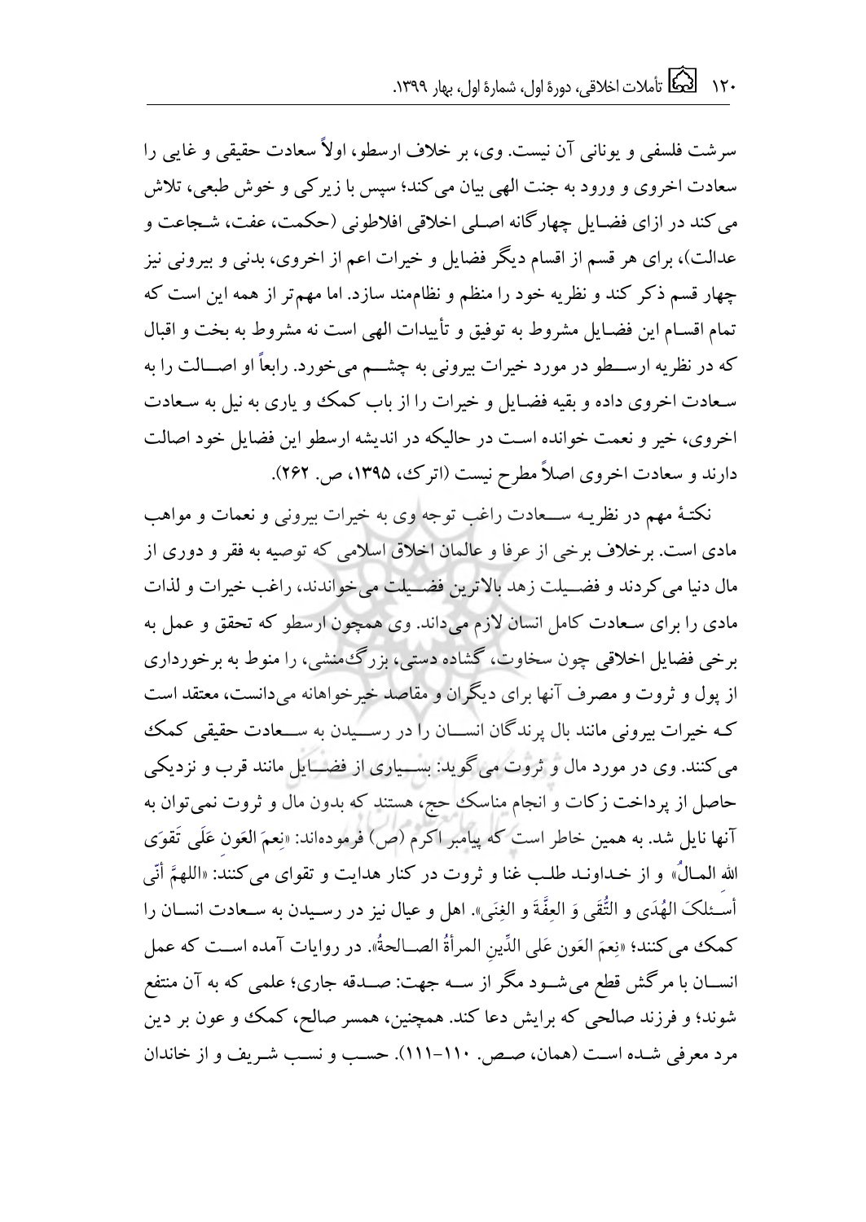سرشت فلسفی و یونانی آن نیست. وی، بر خلاف ارسطو، اولاً سعادت حقیقی و غایی را سعادت اخروی و ورود به جنت الهی بیان می‌کند؛ سپس با زیرکی و خوش طبعی، تلاش می‌کند در ازای فضایل چهارگانه اصلی اخلاقی افلاطونی (حکمت، عفت، شجاعت و عدالت)، برای هر قسم از اقسام دیگر فضایل و خیرات اعم از اخروی، بدنی و بیرونی نیز چهار قسم ذکر کند و نظریه خود را منظم و نظام‌مند سازد. اما مهم‌تر از همه این است که تمام اقسام این فضایل مشروط به توفیق و تأییدات الهی است نه مشروط به بخت و اقبال که در نظریه ارسطو در مورد خیرات بیرونی به چشم می‌خورد. رابعاً او اصالت را به سعادت اخروی داده و بقیه فضایل و خیرات را از باب کمک و یاری به نیل به سعادت اخروی، خیر و نعمت خوانده است در حالیکه در اندیشه ارسطو این فضایل خود اصالت دارند و سعادت اخروی اصلاً مطرح نیست (اترک، ۱۳۹۵، ص. ۲۶۲).

نکتهٔ مهم در نظریه سعادت راغب توجه وی به خیرات بیرونی و نعمات و مواهب مادی است. برخلاف برخی از عرفا و عالمان اخلاق اسلامی که توصیه به فقر و دوری از مال دنیا می‌کردند و فضیلت زهد بالاترین فضیلت می‌خواندند، راغب خیرات و لذات مادی را برای سعادت کامل انسان لازم می‌داند. وی همچون ارسطو که تحقق و عمل به برخی فضایل اخلاقی چون سخاوت، گشاده دستی، بزرگ‌منشی، را منوط به برخورداری از پول و ثروت و مصرف آنها برای دیگران و مقاصد خیرخواهانه می‌دانست، معتقد است که خیرات بیرونی مانند بال پرندگان انسان را در رسیدن به سعادت حقیقی کمک می‌کنند. وی در مورد مال و ثروت می‌گوید: بسیاری از فضایل مانند قرب و نزدیکی حاصل از پرداخت زکات و انجام مناسک حج، هستند که بدون مال و ثروت نمی‌توان به آنها نایل شد. به همین خاطر است که پیامبر اکرم (ص) فرموده‌اند: «نِعمَ العَون عَلَى تَقوَى الله المالُ» و از خداوند طلب غنا و ثروت در کنار هدایت و تقوای می‌کنند: «اللهمَّ أنّی أسئلکَ الهُدَى و التُّقَى وَ العِفَّةَ و الغِنَى». اهل و عیال نیز در رسیدن به سعادت انسان را کمک می‌کنند؛ «نِعمَ العَون عَلَى الدِّینِ المرأةُ الصالحةُ». در روایات آمده است که عمل انسان با مرگش قطع می‌شود مگر از سه جهت: صدقه جاری؛ علمی که به آن منتفع شوند؛ و فرزند صالحی که برایش دعا کند. همچنین، همسر صالح، کمک و عون بر دین مرد معرفی شده است (همان، صص. ۱۱۰-۱۱۱). حسب و نسب شریف و از خاندان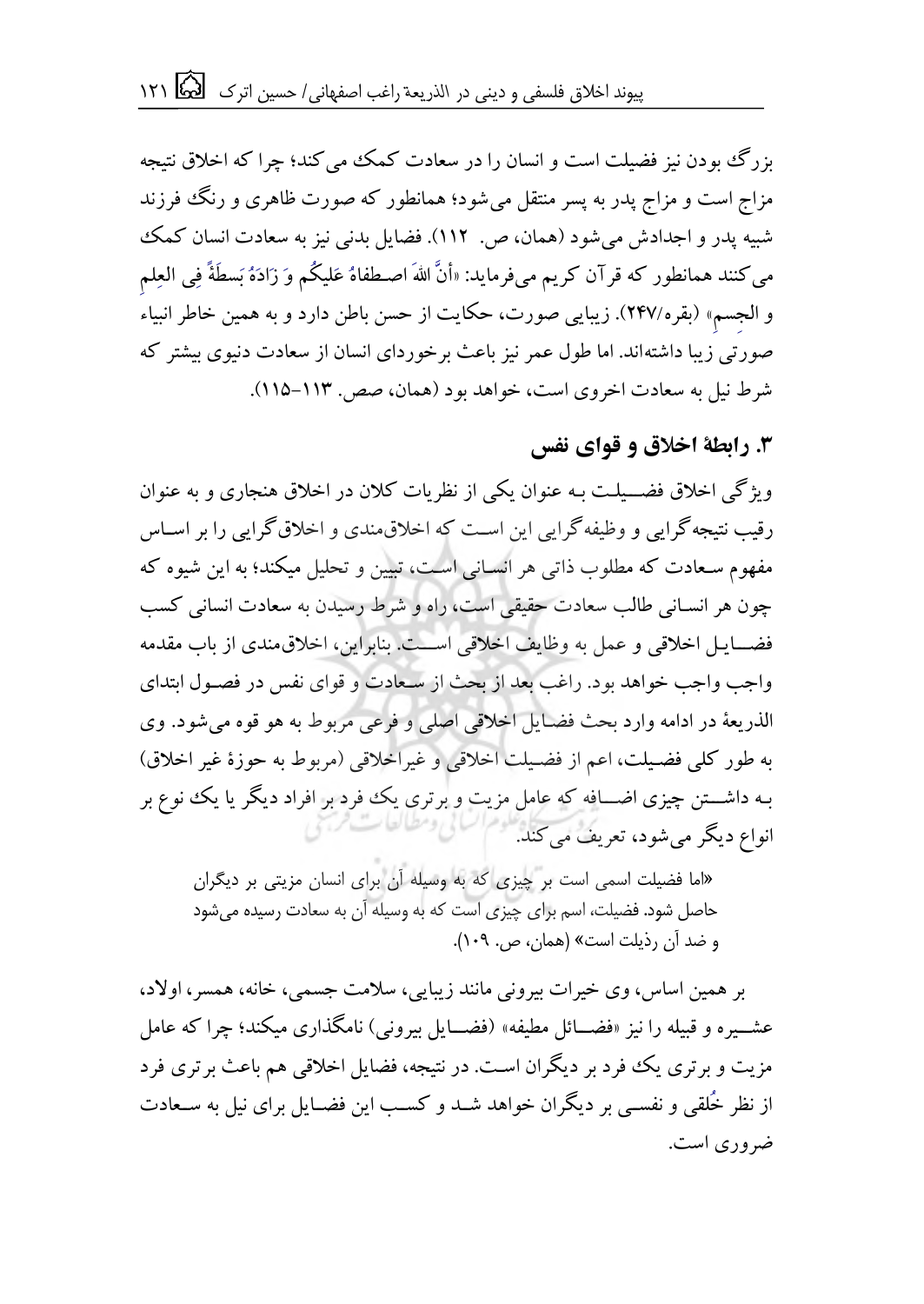بزرگ بودن نیز فضیلت است و انسان را در سعادت کمک می‌کند؛ چرا که اخلاق نتیجه مزاج است و مزاج پدر به پسر منتقل می‌شود؛ همانطور که صورت ظاهری و رنگ فرزند شبیه پدر و اجدادش می‌شود (همان، ص. ۱۱۲). فضایل بدنی نیز به سعادت انسان کمک می‌کنند همانطور که قرآن کریم می‌فرماید: «أنَّ اللهَ اصطفاهُ عَلیکُم وَ زَادَهُ بَسطَةً فِی العِلمِ و الجِسمِ» (بقره/۲۴۷). زیبایی صورت، حکایت از حسن باطن دارد و به همین خاطر انبیاء صورتی زیبا داشته‌اند. اما طول عمر نیز باعث برخوردای انسان از سعادت دنیوی بیشتر که شرط نیل به سعادت اخروی است، خواهد بود (همان، صص. ۱۱۳-۱۱۵).

## ۳. رابطهٔ اخلاق و قوای نفس

ویژگی اخلاق فضیلت بـه عنوان یکی از نظریات کلان در اخلاق هنجاری و به عنوان رقیب نتیجه‌گرایی و وظیفه‌گرایی این اسـت که اخلاق‌مندی و اخلاق‌گرایی را بر اسـاس مفهوم سـعادت که مطلوب ذاتی هر انسـانی اسـت، تبیین و تحلیل میکند؛ به این شیوه که چون هر انسـانی طالب سعادت حقیقی است، راه و شرط رسیدن به سعادت انسانی کسب فضـایـل اخلاقی و عمل به وظایف اخلاقی اسـت. بنابراین، اخلاق‌مندی از باب مقدمه واجب واجب خواهد بود. راغب بعد از بحث از سـعادت و قوای نفس در فصـول ابتدای الذریعهٔ در ادامه وارد بحث فضـایل اخلاقی اصلی و فرعی مربوط به هو قوه می‌شود. وی به طور کلی فضـیلت، اعم از فضـیلت اخلاقی و غیراخلاقی (مربوط به حوزهٔ غیر اخلاق) بـه داشـتن چیزی اضـافه که عامل مزیت و برتری یک فرد بر افراد دیگر یا یک نوع بر انواع دیگر می‌شود، تعریف می‌کند.

> «اما فضیلت اسمی است بر چیزی که به وسیله آن برای انسان مزیتی بر دیگران حاصل شود. فضیلت، اسم برای چیزی است که به وسیله آن به سعادت رسیده می‌شود و ضد آن رذیلت است» (همان، ص. ۱۰۹).

بر همین اساس، وی خیرات بیرونی مانند زیبایی، سلامت جسمی، خانه، همسر، اولاد، عشـیره و قبیله را نیز «فضـائل مطیفه» (فضـایل بیرونی) نامگذاری میکند؛ چرا که عامل مزیت و برتری یک فرد بر دیگران اسـت. در نتیجه، فضایل اخلاقی هم باعث برتری فرد از نظر خُلقی و نفسـی بر دیگران خواهد شـد و کسـب این فضـایل برای نیل به سـعادت ضروری است.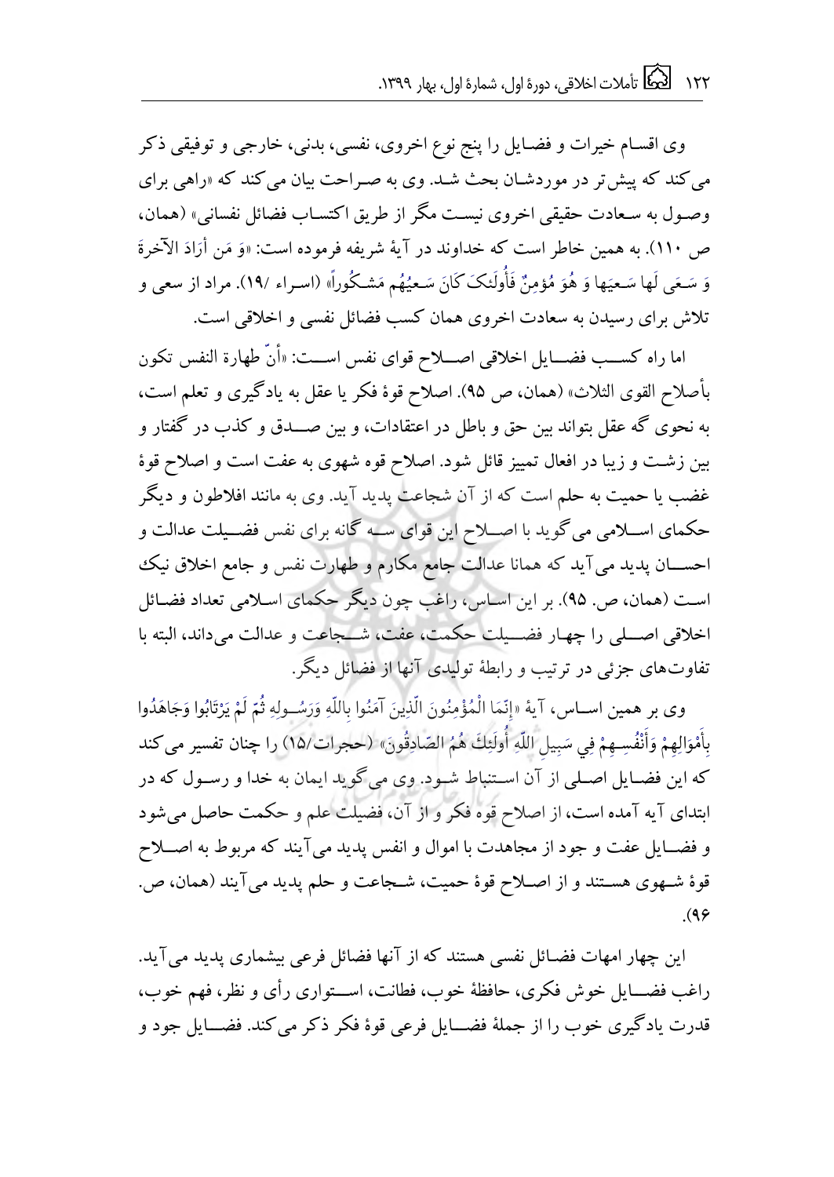وی اقسام خیرات و فضایل را پنج نوع اخروی، نفسی، بدنی، خارجی و توفیقی ذکر می‌کند که پیش‌تر در موردشان بحث شد. وی به صراحت بیان می‌کند که «راهی برای وصول به سعادت حقیقی اخروی نیست مگر از طریق اکتساب فضائل نفسانی» (همان، ص ۱۱۰). به همین خاطر است که خداوند در آیهٔ شریفه فرموده است: «وَ مَن أرَادَ الآخرةَ وَ سَعَی لَها سَعیَها وَ هُوَ مُؤمِنٌ فَأُولَئکَ کَانَ سَعیُهُم مَشکُوراً» (اسراء /۱۹). مراد از سعی و تلاش برای رسیدن به سعادت اخروی همان کسب فضائل نفسی و اخلاقی است.

اما راه کسب فضایل اخلاقی اصلاح قوای نفس است: «أنّ طهارة النفس تکون بأصلاح القوی الثلاث» (همان، ص ۹۵). اصلاح قوهٔ فکر یا عقل به یادگیری و تعلم است، به نحوی گه عقل بتواند بین حق و باطل در اعتقادات، و بین صدق و کذب در گفتار و بین زشت و زیبا در افعال تمییز قائل شود. اصلاح قوه شهوی به عفت است و اصلاح قوهٔ غضب یا حمیت به حلم است که از آن شجاعت پدید آید. وی به مانند افلاطون و دیگر حکمای اسلامی می‌گوید با اصلاح این قوای سه گانه برای نفس فضیلت عدالت و احسان پدید می‌آید که همانا عدالت جامع مکارم و طهارت نفس و جامع اخلاق نیک است (همان، ص. ۹۵). بر این اساس، راغب چون دیگر حکمای اسلامی تعداد فضائل اخلاقی اصلی را چهار فضیلت حکمت، عفت، شجاعت و عدالت می‌داند، البته با تفاوت‌های جزئی در ترتیب و رابطهٔ تولیدی آنها از فضائل دیگر.

وی بر همین اساس، آیهٔ «إِنَّمَا الْمُؤْمِنُونَ الَّذِينَ آمَنُوا بِاللَّهِ وَرَسُولِهِ ثُمَّ لَمْ يَرْتَابُوا وَجَاهَدُوا بِأَمْوَالِهِمْ وَأَنْفُسِهِمْ فِي سَبِيلِ اللَّهِ أُولَئِكَ هُمُ الصَّادِقُونَ» (حجرات/۱۵) را چنان تفسیر می‌کند که این فضایل اصلی از آن استنباط شود. وی می‌گوید ایمان به خدا و رسول که در ابتدای آیه آمده است، از اصلاح قوه فکر و از آن، فضیلت علم و حکمت حاصل می‌شود و فضایل عفت و جود از مجاهدت با اموال و انفس پدید می‌آیند که مربوط به اصلاح قوهٔ شهوی هستند و از اصلاح قوهٔ حمیت، شجاعت و حلم پدید می‌آیند (همان، ص. ۹۶).

این چهار امهات فضائل نفسی هستند که از آنها فضائل فرعی بیشماری پدید می‌آید. راغب فضایل خوش فکری، حافظهٔ خوب، فطانت، استواری رأی و نظر، فهم خوب، قدرت یادگیری خوب را از جملهٔ فضایل فرعی قوهٔ فکر ذکر می‌کند. فضایل جود و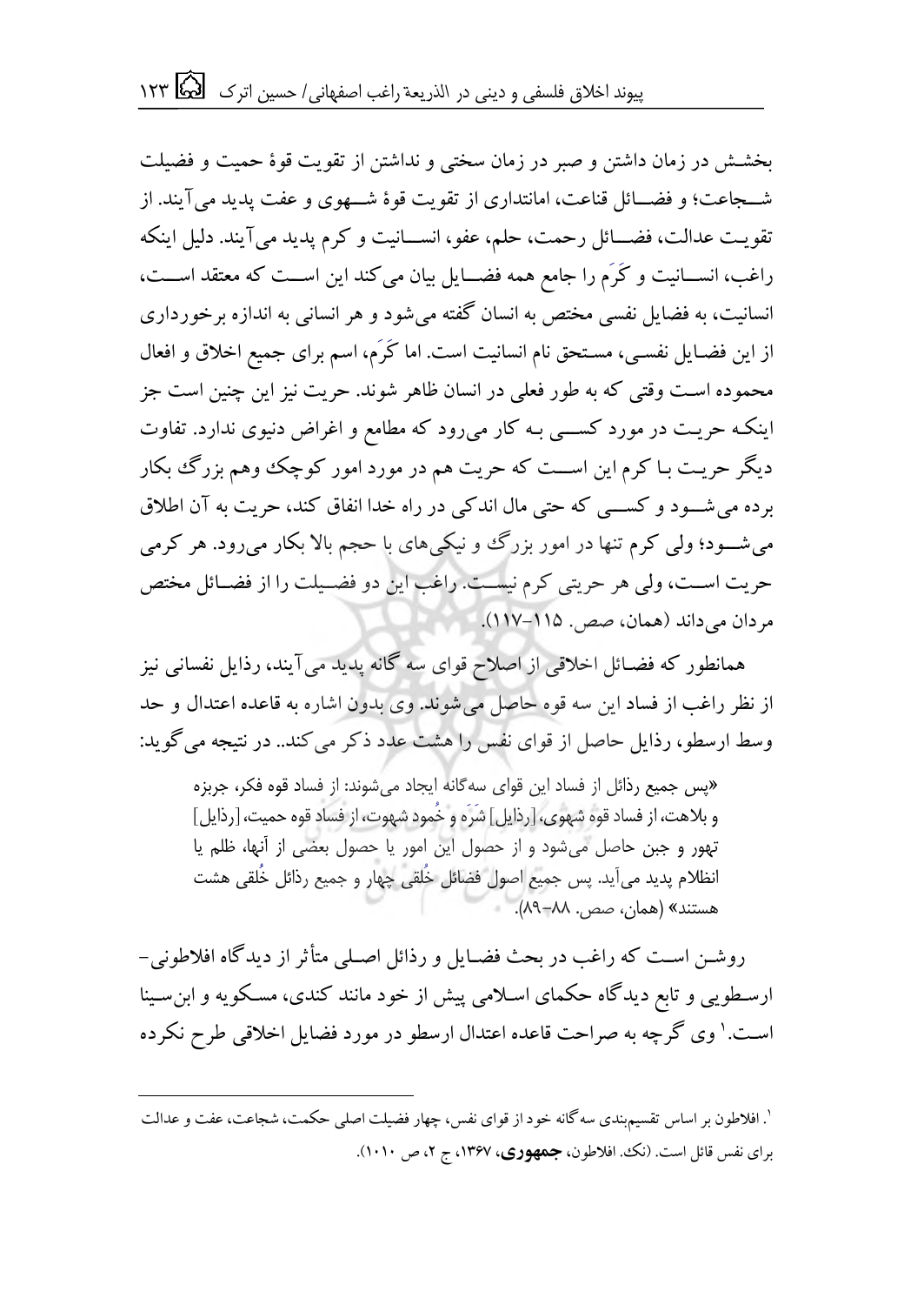بخشش در زمان داشتن و صبر در زمان سختی و نداشتن از تقویت قوهٔ حمیت و فضیلت شجاعت؛ و فضائل قناعت، امانتداری از تقویت قوهٔ شهوی و عفت پدید می‌آیند. از تقویت عدالت، فضائل رحمت، حلم، عفو، انسانیت و کرم پدید می‌آیند. دلیل اینکه راغب، انسانیت و کَرَم را جامع همه فضایل بیان می‌کند این است که معتقد است، انسانیت، به فضایل نفسی مختص به انسان گفته می‌شود و هر انسانی به اندازه برخورداری از این فضایل نفسی، مستحق نام انسانیت است. اما کَرَم، اسم برای جمیع اخلاق و افعال محموده است وقتی که به طور فعلی در انسان ظاهر شوند. حریت نیز این چنین است جز اینکه حریت در مورد کسی به کار می‌رود که مطامع و اغراض دنیوی ندارد. تفاوت دیگر حریت با کرم این است که حریت هم در مورد امور کوچک وهم بزرگ بکار برده می‌شود و کسی که حتی مال اندکی در راه خدا انفاق کند، حریت به آن اطلاق می‌شود؛ ولی کرم تنها در امور بزرگ و نیکی‌های با حجم بالا بکار می‌رود. هر کرمی حریت است، ولی هر حریتی کرم نیست. راغب این دو فضیلت را از فضائل مختص مردان می‌داند (همان، صص. ۱۱۵-۱۱۷).

همانطور که فضائل اخلاقی از اصلاح قوای سه گانه پدید می‌آیند، رذایل نفسانی نیز از نظر راغب از فساد این سه قوه حاصل می‌شوند. وی بدون اشاره به قاعده اعتدال و حد وسط ارسطو، رذایل حاصل از قوای نفس را هشت عدد ذکر می‌کند.. در نتیجه می‌گوید:

> «پس جمیع رذائل از فساد این قوای سه‌گانه ایجاد می‌شوند: از فساد قوه فکر، جربزه و بلاهت، از فساد قوه شهوی، [رذایل] شَرَه و خُمود شهوت، از فساد قوه حمیت، [رذایل] تهور و جبن حاصل می‌شود و از حصول این امور یا حصول بعضی از آنها، ظلم یا انظلام پدید می‌آید. پس جمیع اصول فضائل خُلقی چهار و جمیع رذائل خُلقی هشت هستند» (همان، صص. ۸۸-۸۹).

روشن است که راغب در بحث فضایل و رذائل اصلی متأثر از دیدگاه افلاطونی-ارسطویی و تابع دیدگاه حکمای اسلامی پیش از خود مانند کندی، مسکویه و ابن‌سینا است.[1] وی گرچه به صراحت قاعده اعتدال ارسطو در مورد فضایل اخلاقی طرح نکرده

---

[1]. افلاطون بر اساس تقسیم‌بندی سه‌گانه خود از قوای نفس، چهار فضیلت اصلی حکمت، شجاعت، عفت و عدالت برای نفس قائل است. (نک. افلاطون، **جمهوری**، ۱۳۶۷، ج ۲، ص ۱۰۱۰).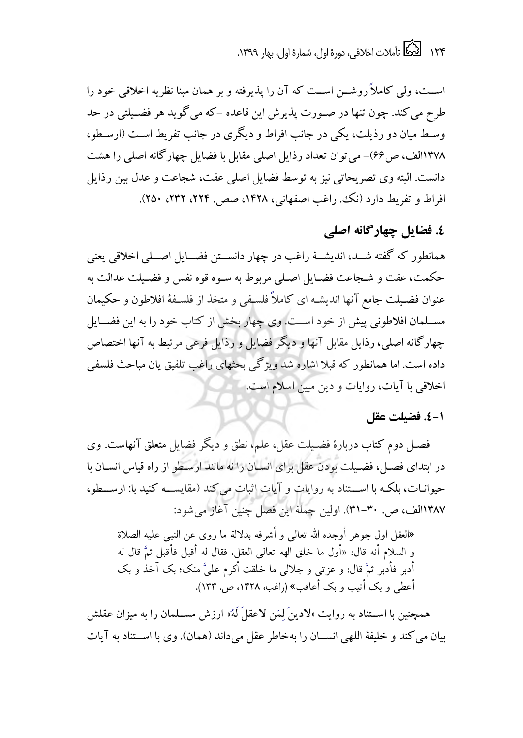اســت، ولی کاملاً روشــن اســت که آن را پذیرفته و بر همان مبنا نظریه اخلاقی خود را طرح می‌کند. چون تنها در صـورت پذیرش این قاعده -که می‌گوید هر فضـیلتی در حد وسـط میان دو رذیلت، یکی در جانب افراط و دیگری در جانب تفریط اسـت (ارسـطو، ۱۳۷۸الف، ص۶۶)- می‌توان تعداد رذایل اصلی مقابل با فضایل چهارگانه اصلی را هشت دانست. البته وی تصریحاتی نیز به توسط فضایل اصلی عفت، شجاعت و عدل بین رذایل افراط و تفریط دارد (نک. راغب اصفهانی، ۱۴۲۸، صص. ۲۲۴، ۲۳۲، ۲۵۰).

## ٤. فضایل چهارگانه اصلی

همانطور که گفته شــد، اندیشــهٔ راغب در چهار دانســتن فضــایل اصــلی اخلاقی یعنی حکمت، عفت و شـجاعت فضـایل اصـلی مربوط به سـوه قوه نفس و فضـیلت عدالت به عنوان فضـیلت جامع آنها اندیشـه ای کاملاً فلسـفی و متخذ از فلسـفهٔ افلاطون و حکیمان مســلمان افلاطونی پیش از خود اســت. وی چهار بخش از کتاب خود را به این فضــایل چهارگانه اصلی، رذایل مقابل آنها و دیگر فضایل و رذایل فرعی مرتبط به آنها اختصاص داده است. اما همانطور که قبلا اشاره شد ویژگی بحثهای راغب تلفیق یان مباحث فلسفی اخلاقی با آیات، روایات و دین مبین اسلام است.

### ٤-١. فضیلت عقل

فصـل دوم کتاب دربارهٔ فضـیلت عقل، علم، نطق و دیگر فضایل متعلق آنهاست. وی در ابتدای فصـل، فضـیلت بودن عقل برای انسـان را نه مانند ارسـطو از راه قیاس انسـان با حیوانـات، بلکـه با اســتناد به روایات و آیات اثبات می‌کند (مقایســه کنید با: ارســطو، ۱۳۸۷الف، ص. ۳۰-۳۱). اولین جملهٔ این فصل چنین آغاز می‌شود:

> «العقل اول جوهر أوجده الله تعالی و أشرفه بدلالة ما روی عن النبی علیه الصلاة و السلام أنه قال: «أول ما خلق الهه تعالی العقل، فقال له أقبل فأقبل ثمَّ قال له أدبر فأدبر ثمَّ قال: و عزتی و جلالی ما خلقت أکرم علیَّ منک؛ بک آخذ و بک أعطی و بک أثیب و بک أعاقب» (راغب، ۱۴۲۸، ص. ۱۳۳).

همچنین با اســتناد به روایت «لادینَ لِمَن لاعقلَ لَهُ» ارزش مســلمان را به میزان عقلش بیان می‌کند و خلیفهٔ اللهی انســان را به‌خاطر عقل می‌داند (همان). وی با اســتناد به آیات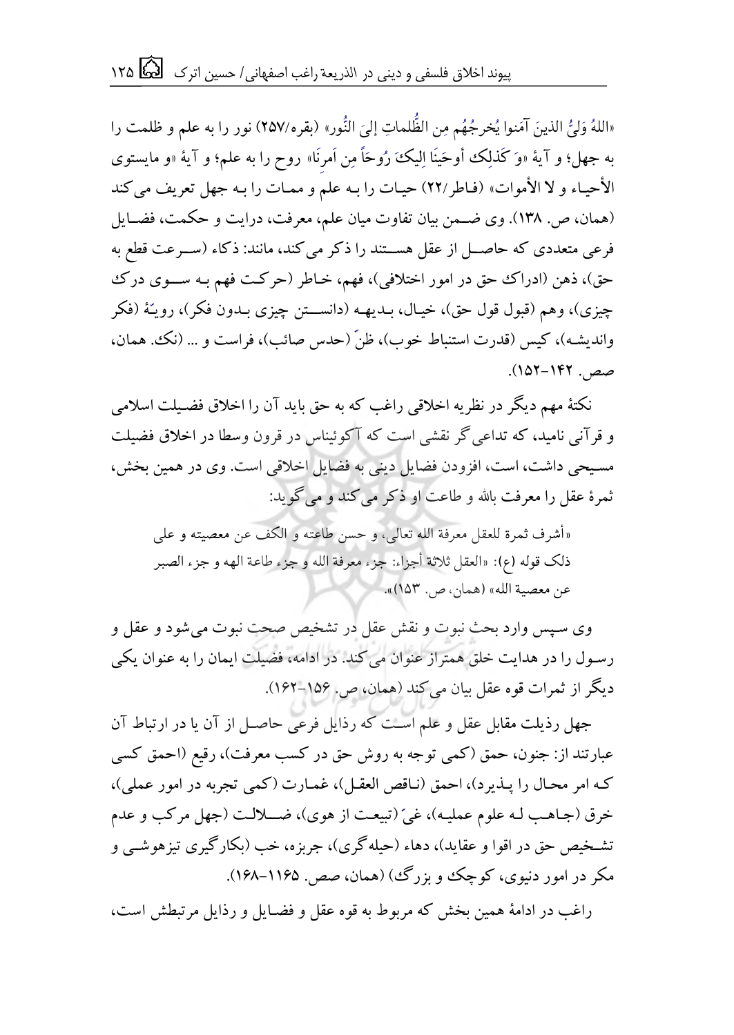«اللهُ وَلِیُّ الذینَ آمَنوا یُخرِجُهُم مِن الظُّلماتِ إلیَ النُّور» (بقره/۲۵۷) نور را به علم و ظلمت را به جهل؛ و آیهٔ «وَ کَذلِکَ أوحَینَا اِلیکَ رُوحاً مِن اَمرِنَا» روح را به علم؛ و آیهٔ «و مایستوی الأحیاء و لا الأموات» (فاطر/۲۲) حیات را بـه علم و ممـات را بـه جهل تعریف می‌کند (همان، ص. ۱۳۸). وی ضمن بیان تفاوت میان علم، معرفت، درایت و حکمت، فضایل فرعی متعددی که حاصل از عقل هستند را ذکر می‌کند، مانند: ذکاء (سرعت قطع به حق)، ذهن (ادراک حق در امور اختلافی)، فهم، خاطر (حرکت فهم به سوی درک چیزی)، وهم (قبول قول حق)، خیال، بدیهه (دانستن چیزی بدون فکر)، رویّهٔ (فکر واندیشه)، کیس (قدرت استنباط خوب)، ظنّ (حدس صائب)، فراست و ... (نک. همان، صص. ۱۴۲–۱۵۲).

نکتهٔ مهم دیگر در نظریه اخلاقی راغب که به حق باید آن را اخلاق فضیلت اسلامی و قرآنی نامید، که تداعی‌گر نقشی است که آکوئیناس در قرون وسطا در اخلاق فضیلت مسیحی داشت، است، افزودن فضایل دینی به فضایل اخلاقی است. وی در همین بخش، ثمرهٔ عقل را معرفت بالله و طاعت او ذکر می‌کند و می‌گوید:

> «أشرف ثمرة للعقل معرفة الله تعالی، و حسن طاعته و الکف عن معصیته و علی ذلک قوله (ع): «العقل ثلاثة أجزاء: جزء معرفة الله و جزء طاعة الهه و جزء الصبر عن معصیة الله» (همان، ص. ۱۵۳)».

وی سپس وارد بحث نبوت و نقش عقل در تشخیص صحت نبوت می‌شود و عقل و رسول را در هدایت خلق همتراز عنوان می‌کند. در ادامه، فضیلت ایمان را به عنوان یکی دیگر از ثمرات قوه عقل بیان می‌کند (همان، ص. ۱۵۶–۱۶۲).

جهل رذیلت مقابل عقل و علم است که رذایل فرعی حاصل از آن یا در ارتباط آن عبارتند از: جنون، حمق (کمی توجه به روش حق در کسب معرفت)، رقیع (احمق کسی که امر محال را پذیرد)، احمق (ناقص العقل)، غمارت (کمی تجربه در امور عملی)، خرق (جاهب له علوم عملیه)، غیّ (تبیعت از هوی)، ضلالت (جهل مرکب و عدم تشخیص حق در اقوا و عقاید)، دهاء (حیله‌گری)، جربزه، خب (بکارگیری تیزهوشی و مکر در امور دنیوی، کوچک و بزرگ) (همان، صص. ۱۱۶۵–۱۶۸).

راغب در ادامهٔ همین بخش که مربوط به قوه عقل و فضایل و رذایل مرتبطش است،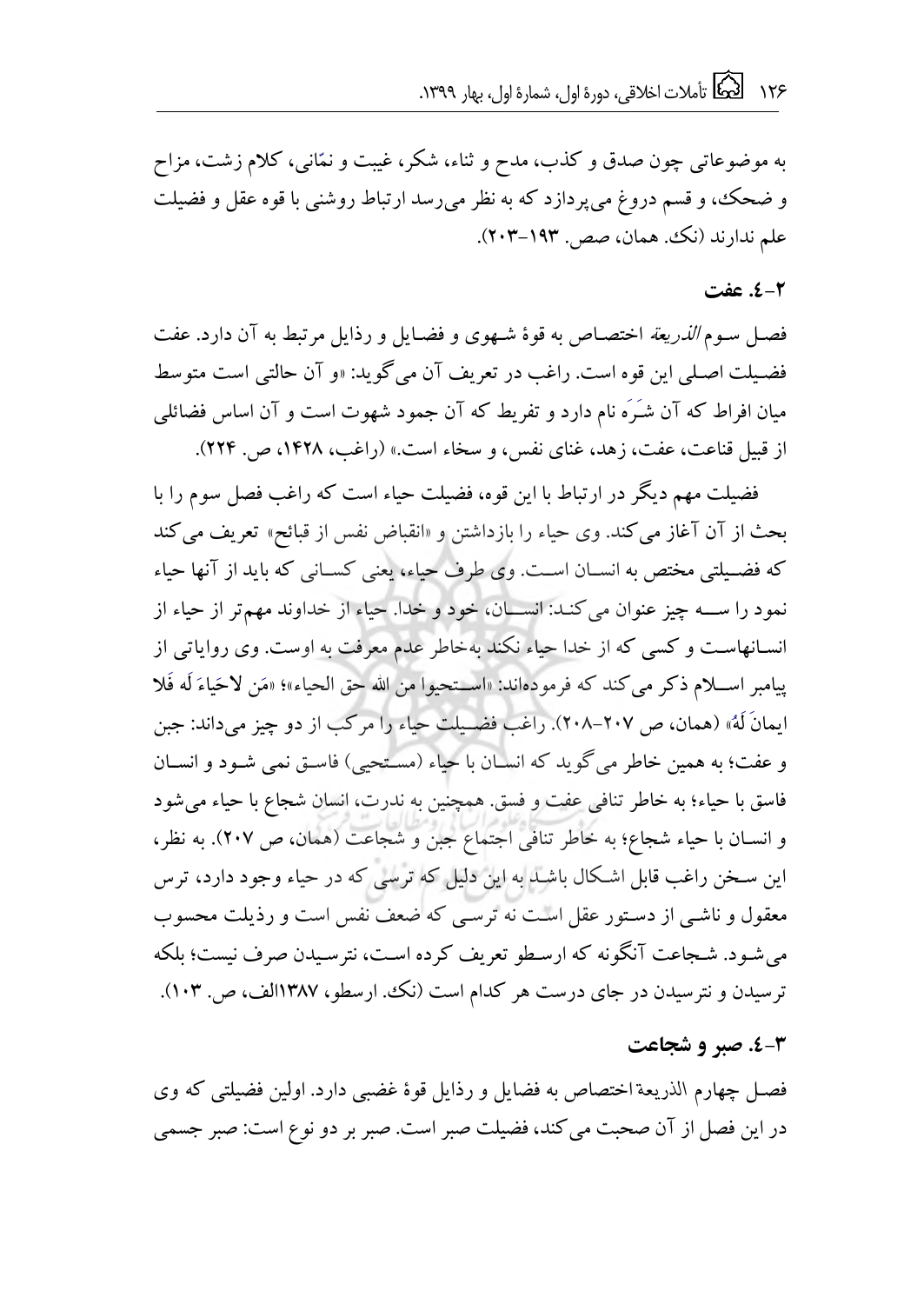به موضوعاتی چون صدق و کذب، مدح و ثناء، شکر، غیبت و نمّانی، کلام زشت، مزاح و ضحک، و قسم دروغ می‌پردازد که به نظر می‌رسد ارتباط روشنی با قوه عقل و فضیلت علم ندارند (نک. همان، صص. ۱۹۳-۲۰۳).

### ۴-۲. عفت

فصل سوم *الذریعة* اختصاص به قوۀ شهوی و فضایل و رذایل مرتبط به آن دارد. عفت فضیلت اصلی این قوه است. راغب در تعریف آن می‌گوید: «و آن حالتی است متوسط میان افراط که آن شَرَه نام دارد و تفریط که آن جمود شهوت است و آن اساس فضائلی از قبیل قناعت، عفت، زهد، غنای نفس، و سخاء است.» (راغب، ۱۴۲۸، ص. ۲۲۴).

فضیلت مهم دیگر در ارتباط با این قوه، فضیلت حیاء است که راغب فصل سوم را با بحث از آن آغاز می‌کند. وی حیاء را بازداشتن و «انقباض نفس از قبائح» تعریف می‌کند که فضیلتی مختص به انسان است. وی طرف حیاء، یعنی کسانی که باید از آنها حیاء نمود را سه چیز عنوان می‌کند: انسان، خود و خدا. حیاء از خداوند مهم‌تر از حیاء از انسانهاست و کسی که از خدا حیاء نکند به‌خاطر عدم معرفت به اوست. وی روایاتی از پیامبر اسلام ذکر می‌کند که فرموده‌اند: «استحیوا من الله حق الحیاء»؛ «مَن لاحَیاءَ لَه فَلا ایمانَ لَهُ» (همان، ص ۲۰۷-۲۰۸). راغب فضیلت حیاء را مرکب از دو چیز می‌داند: جبن و عفت؛ به همین خاطر می‌گوید که انسان با حیاء (مستحیی) فاسق نمی شود و انسان فاسق با حیاء؛ به خاطر تنافی عفت و فسق. همچنین به ندرت، انسان شجاع با حیاء می‌شود و انسان با حیاء شجاع؛ به خاطر تنافی اجتماع جبن و شجاعت (همان، ص ۲۰۷). به نظر، این سخن راغب قابل اشکال باشد به این دلیل که ترسی که در حیاء وجود دارد، ترس معقول و ناشی از دستور عقل است نه ترسی که ضعف نفس است و رذیلت محسوب می‌شود. شجاعت آنگونه که ارسطو تعریف کرده است، نترسیدن صرف نیست؛ بلکه ترسیدن و نترسیدن در جای درست هر کدام است (نک. ارسطو، ۱۳۸۷الف، ص. ۱۰۳).

### ۴-۳. صبر و شجاعت

فصل چهارم الذریعة اختصاص به فضایل و رذایل قوۀ غضبی دارد. اولین فضیلتی که وی در این فصل از آن صحبت می‌کند، فضیلت صبر است. صبر بر دو نوع است: صبر جسمی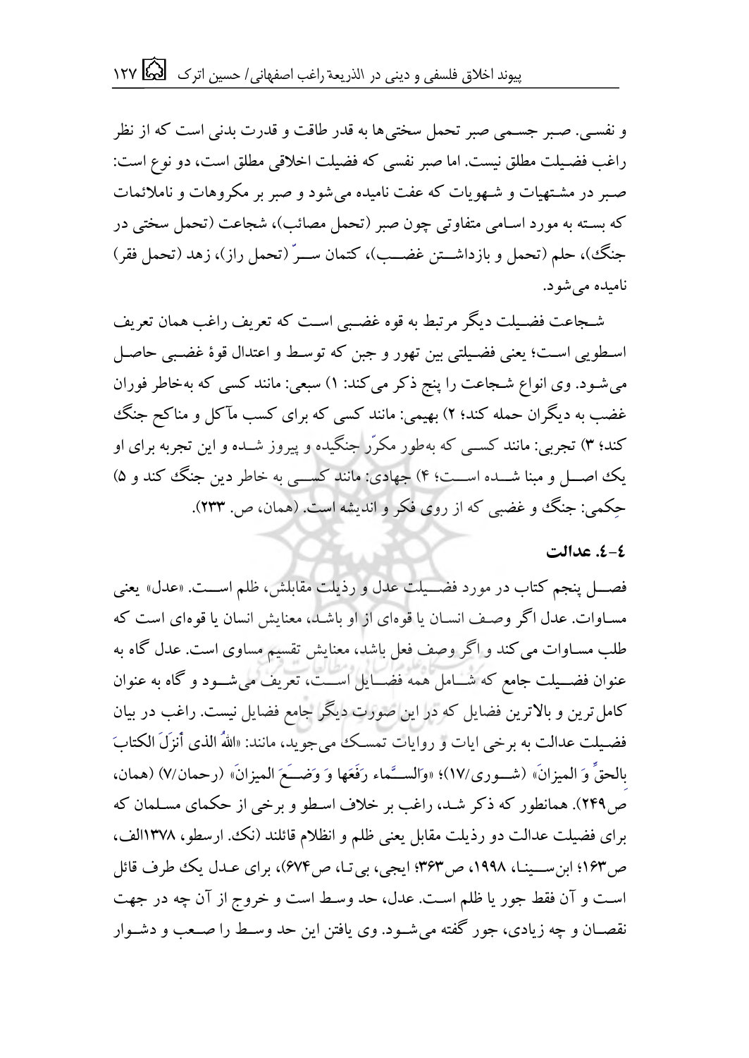و نفسی. صبر جسمی صبر تحمل سختی‌ها به قدر طاقت و قدرت بدنی است که از نظر راغب فضیلت مطلق نیست. اما صبر نفسی که فضیلت اخلاقی مطلق است، دو نوع است: صبر در مشتهیات و شهویات که عفت نامیده می‌شود و صبر بر مکروهات و ناملائمات که بسته به مورد اسامی متفاوتی چون صبر (تحمل مصائب)، شجاعت (تحمل سختی در جنگ)، حلم (تحمل و بازداشتن غضب)، کتمان سرّ (تحمل راز)، زهد (تحمل فقر) نامیده می‌شود.

شجاعت فضیلت دیگر مرتبط به قوه غضبی است که تعریف راغب همان تعریف اسطویی است؛ یعنی فضیلتی بین تهور و جبن که توسط و اعتدال قوۀ غضبی حاصل می‌شود. وی انواع شجاعت را پنج ذکر می‌کند: ۱) سبعی: مانند کسی که به‌خاطر فوران غضب به دیگران حمله کند؛ ۲) بهیمی: مانند کسی که برای کسب مآکل و مناکح جنگ کند؛ ۳) تجربی: مانند کسی که به‌طور مکرّر جنگیده و پیروز شده و این تجربه برای او یک اصل و مبنا شده است؛ ۴) جهادی: مانند کسی به خاطر دین جنگ کند و ۵) حِکمی: جنگ و غضبی که از روی فکر و اندیشه است. (همان، ص. ۲۳۳).

### ٤-٤. عدالت

فصل پنجم کتاب در مورد فضیلت عدل و رذیلت مقابلش، ظلم است. «عدل» یعنی مساوات. عدل اگر وصف انسان یا قوه‌ای از او باشد، معنایش انسان یا قوه‌ای است که طلب مساوات می‌کند و اگر وصف فعل باشد، معنایش تقسیم مساوی است. عدل گاه به عنوان فضیلت جامع که شامل همه فضایل است، تعریف می‌شود و گاه به عنوان کامل‌ترین و بالاترین فضایل که در این صورت دیگر جامع فضایل نیست. راغب در بیان فضیلت عدالت به برخی ایات و روایات تمسک می‌جوید، مانند: «اللهُ الذی أنزَلَ الکتابَ بالحقِّ وَ المیزانَ» (شوری/۱۷)؛ «وَالسَّماء رَفَعَها وَ وَضَعَ المیزانَ» (رحمان/۷) (همان، ص۲۴۹). همانطور که ذکر شد، راغب بر خلاف اسطو و برخی از حکمای مسلمان که برای فضیلت عدالت دو رذیلت مقابل یعنی ظلم و انظلام قائلند (نک. ارسطو، ۱۳۷۸الف، ص۱۶۳؛ ابن‌سینا، ۱۹۹۸، ص۳۶۳؛ ایجی، بی‌تا، ص۶۷۴)، برای عدل یک طرف قائل است و آن فقط جور یا ظلم است. عدل، حد وسط است و خروج از آن چه در جهت نقصان و چه زیادی، جور گفته می‌شود. وی یافتن این حد وسط را صعب و دشوار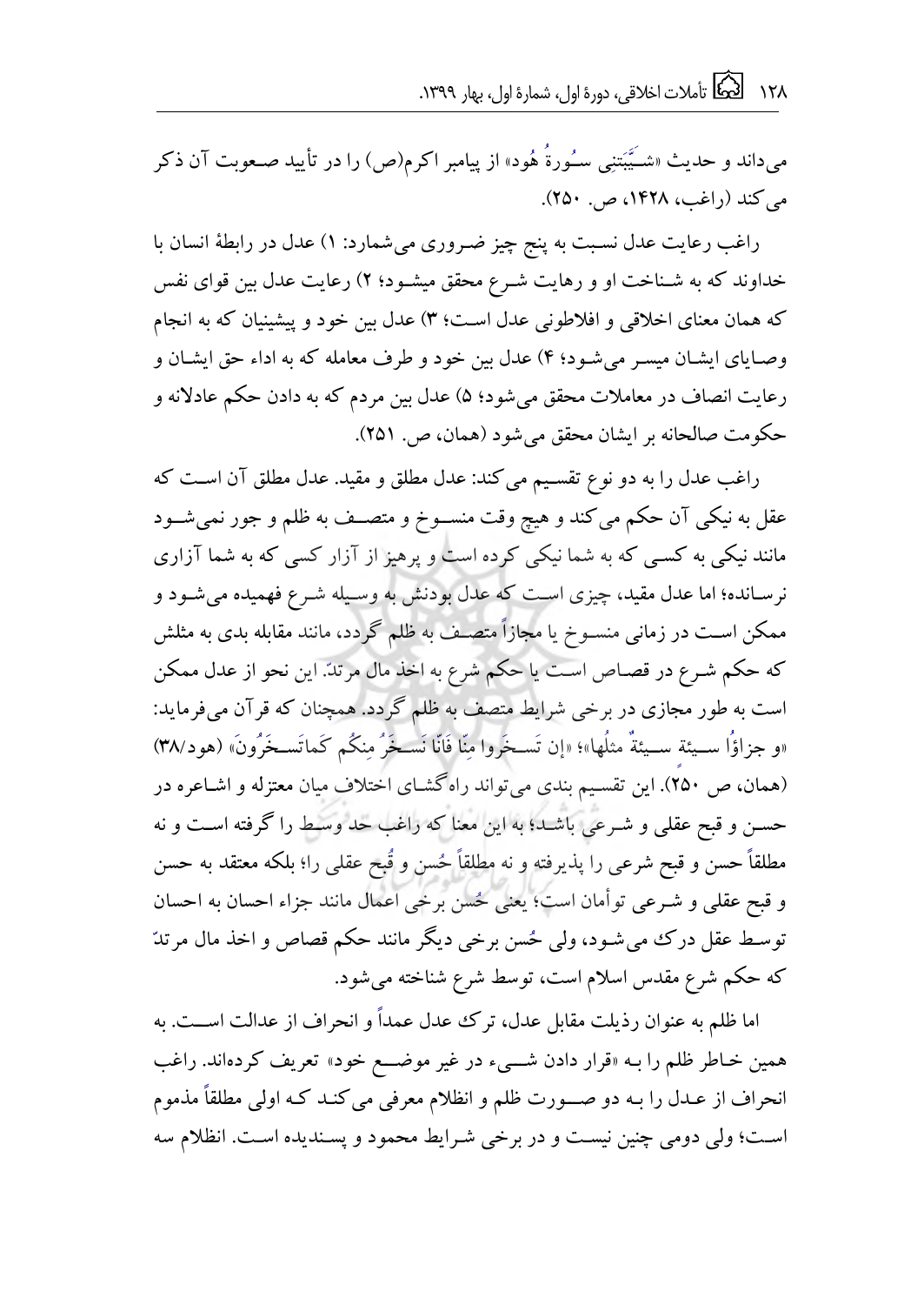می‌داند و حدیث «شَیَّبَتنِی سُورةُ هُود» از پیامبر اکرم(ص) را در تأیید صعوبت آن ذکر می‌کند (راغب، ۱۴۲۸، ص. ۲۵۰).

راغب رعایت عدل نسبت به پنج چیز ضروری می‌شمارد: ۱) عدل در رابطهٔ انسان با خداوند که به شناخت او و رهایت شرع محقق میشود؛ ۲) رعایت عدل بین قوای نفس که همان معنای اخلاقی و افلاطونی عدل است؛ ۳) عدل بین خود و پیشینیان که به انجام وصایای ایشان میسر می‌شود؛ ۴) عدل بین خود و طرف معامله که به اداء حق ایشان و رعایت انصاف در معاملات محقق می‌شود؛ ۵) عدل بین مردم که به دادن حکم عادلانه و حکومت صالحانه بر ایشان محقق می‌شود (همان، ص. ۲۵۱).

راغب عدل را به دو نوع تقسیم می‌کند: عدل مطلق و مقید. عدل مطلق آن است که عقل به نیکی آن حکم می‌کند و هیچ وقت منسوخ و متصف به ظلم و جور نمی‌شود مانند نیکی به کسی که به شما نیکی کرده است و پرهیز از آزار کسی که به شما آزاری نرسانده؛ اما عدل مقید، چیزی است که عدل بودنش به وسیله شرع فهمیده می‌شود و ممکن است در زمانی منسوخ یا مجازاً متصف به ظلم گردد، مانند مقابله بدی به مثلش که حکم شرع در قصاص است یا حکم شرع به اخذ مال مرتدّ. این نحو از عدل ممکن است به طور مجازی در برخی شرایط متصف به ظلم گردد. همچنان که قرآن می‌فرماید: «و جزاؤُا سیئةٍ سیئةٌ مثلُها»؛ «إن تَسخَروا مِنّا فَانّا نَسخَرُ مِنکُم کَماتَسخَرُونَ» (هود/۳۸) (همان، ص ۲۵۰). این تقسیم بندی می‌تواند راه‌گشای اختلاف میان معتزله و اشاعره در حسن و قبح عقلی و شرعی باشد؛ به این معنا که راغب حد وسط را گرفته است و نه مطلقاً حسن و قبح شرعی را پذیرفته و نه مطلقاً حُسن و قُبح عقلی را؛ بلکه معتقد به حسن و قبح عقلی و شرعی توأمان است؛ یعنی حُسن برخی اعمال مانند جزاء احسان به احسان توسط عقل درک می‌شود، ولی حُسن برخی دیگر مانند حکم قصاص و اخذ مال مرتدّ که حکم شرع مقدس اسلام است، توسط شرع شناخته می‌شود.

اما ظلم به عنوان رذیلت مقابل عدل، ترک عدل عمداً و انحراف از عدالت است. به همین خاطر ظلم را به «قرار دادن شیء در غیر موضع خود» تعریف کرده‌اند. راغب انحراف از عدل را به دو صورت ظلم و انظلام معرفی می‌کند که اولی مطلقاً مذموم است؛ ولی دومی چنین نیست و در برخی شرایط محمود و پسندیده است. انظلام سه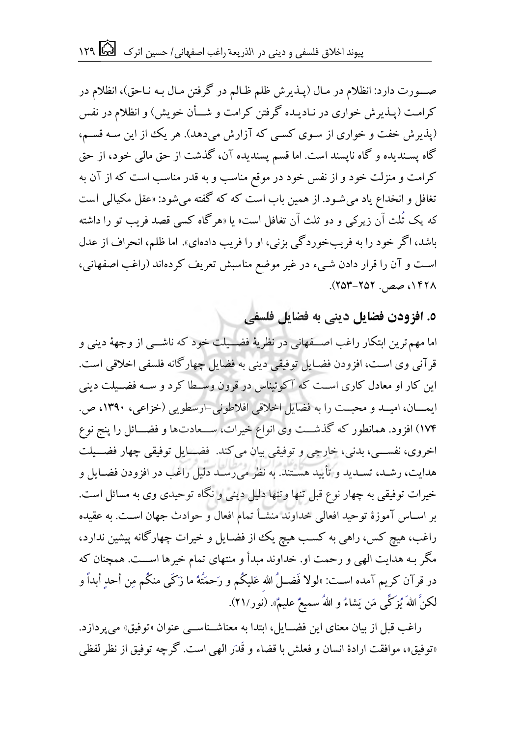صـورت دارد: انظلام در مـال (پـذیرش ظلم ظـالم در گرفتن مـال بـه نـاحق)، انظلام در کرامـت (پـذیرش خواری در نـادیـده گرفتن کرامت و شـأن خویش) و انظلام در نفس (پذیرش خفت و خواری از سوی کسی که آزارش می‌دهد). هر یک از این سه قسم، گاه پسندیده و گاه ناپسند است. اما قسم پسندیده آن، گذشت از حق مالی خود، از حق کرامت و منزلت خود و از نفس خود در موقع مناسب و به قدر مناسب است که از آن به تغافل و انخداع یاد می‌شود. از همین باب است که که گفته می‌شود: «عقل مکیالی است که یک ثُلث آن زیرکی و دو ثلث آن تغافل است» یا «هرگاه کسی قصد فریب تو را داشته باشد، اگر خود را به فریب‌خوردگی بزنی، او را فریب داده‌ای». اما ظلم، انحراف از عدل است و آن را قرار دادن شیء در غیر موضع مناسبش تعریف کرده‌اند (راغب اصفهانی، ۱۴۲۸، صص. ۲۵۲-۲۵۳).

## ۵. افزودن فضایل دینی به فضایل فلسفی

اما مهم‌ترین ابتکار راغب اصفهانی در نظریهٔ فضیلت خود که ناشی از وجههٔ دینی و قرآنی وی است، افزودن فضایل توفیقی دینی به فضایل چهارگانه فلسفی اخلاقی است. این کار او معادل کاری است که آکوئیناس در قرون وسطا کرد و سه فضیلت دینی ایمان، امید و محبت را به فضایل اخلاقی افلاطونی-ارسطویی (خزاعی، ۱۳۹۰، ص. ۱۷۴) افزود. همانطور که گذشت وی انواع خیرات، سعادت‌ها و فضائل را پنج نوع اخروی، نفسی، بدنی، خارجی و توفیقی بیان می‌کند. فضایل توفیقی چهار فضیلت هدایت، رشد، تسدید و تأیید هستند. به نظر می‌رسد دلیل راغب در افزودن فضایل و خیرات توفیقی به چهار نوع قبل تنها وتنها دلیل دینی و نگاه توحیدی وی به مسائل است. بر اساس آموزهٔ توحید افعالی خداوند منشأ تمام افعال و حوادث جهان است. به عقیده راغب، هیچ کس، راهی به کسب هیچ یک از فضایل و خیرات چهارگانه پیشین ندارد، مگر به هدایت الهی و رحمت او. خداوند مبدأ و منتهای تمام خیرها است. همچنان که در قرآن کریم آمده است: «لولا فَضلُ الله عَلیکُم و رَحمَتُهُ ما زَکَی منکُم مِن أحدٍ أبداً و لکنَّ اللهَ یُزَکّی مَن یَشاءُ و اللهُ سمیعٌ علیمٌ». (نور/۲۱).

راغب قبل از بیان معنای این فضایل، ابتدا به معناشناسی عنوان «توفیق» می‌پردازد. «توفیق»، موافقت ارادهٔ انسان و فعلش با قضاء و قَدَر الهی است. گرچه توفیق از نظر لفظی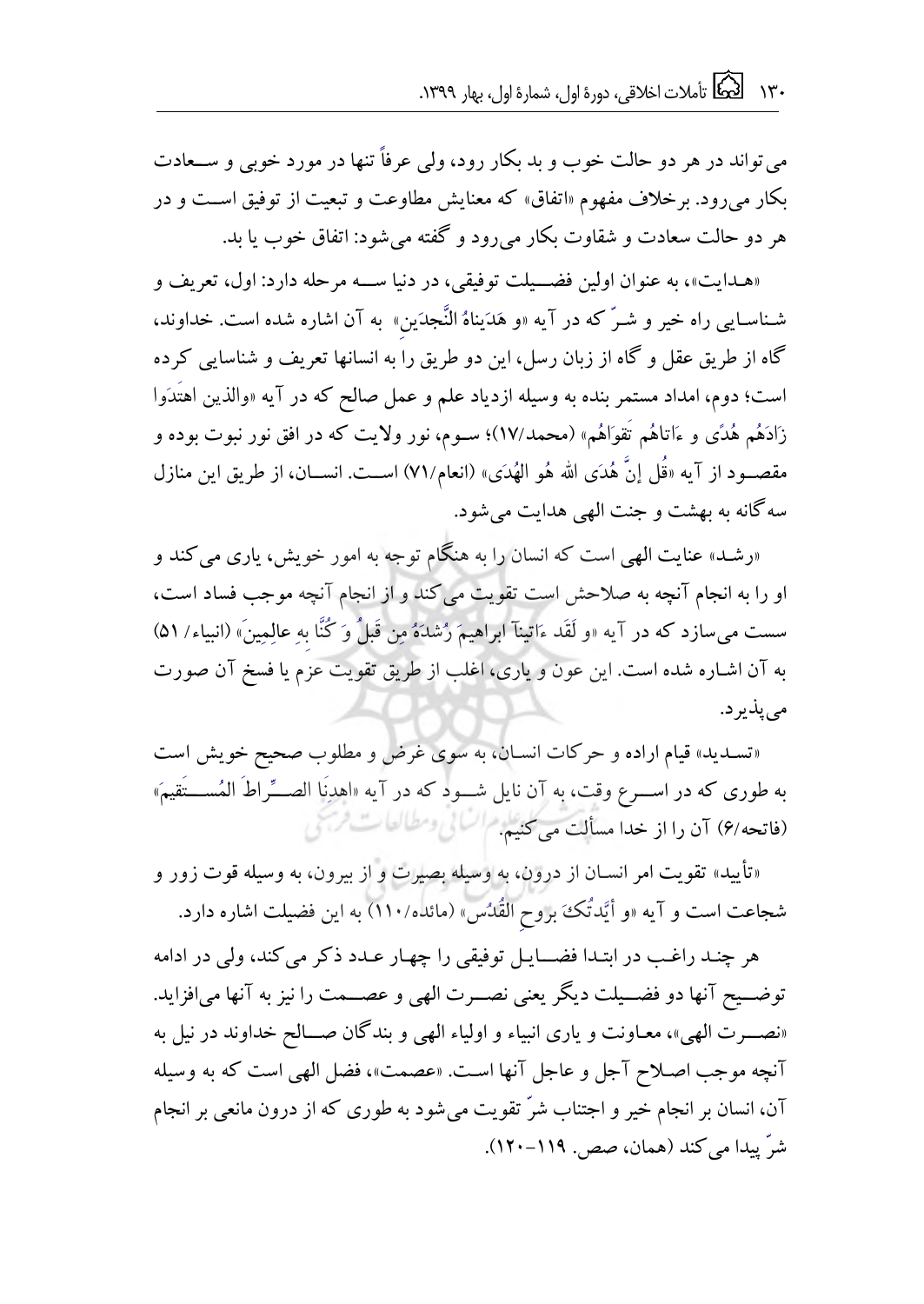می‌تواند در هر دو حالت خوب و بد بکار رود، ولی عرفاً تنها در مورد خوبی و سعادت بکار می‌رود. برخلاف مفهوم «اتفاق» که معنایش مطاوعت و تبعیت از توفیق است و در هر دو حالت سعادت و شقاوت بکار می‌رود و گفته می‌شود: اتفاق خوب یا بد.

«هدایت»، به عنوان اولین فضیلت توفیقی، در دنیا سه مرحله دارد: اول، تعریف و شناسایی راه خیر و شرّ که در آیه «و هَدَینَاهُ النَّجدَینِ» به آن اشاره شده است. خداوند، گاه از طریق عقل و گاه از زبان رسل، این دو طریق را به انسانها تعریف و شناسایی کرده است؛ دوم، امداد مستمر بنده به وسیله ازدیاد علم و عمل صالح که در آیه «والذین اهتَدَوا زَادَهُم هُدًی و ءَاتاهُم تَقوَاهُم» (محمد/۱۷)؛ سوم، نور ولایت که در افق نور نبوت بوده و مقصود از آیه «قُل إنَّ هُدَی الله هُو الهُدَی» (انعام/۷۱) است. انسان، از طریق این منازل سه‌گانه به بهشت و جنت الهی هدایت می‌شود.

«رشد» عنایت الهی است که انسان را به هنگام توجه به امور خویش، یاری می‌کند و او را به انجام آنچه به صلاحش است تقویت می‌کند و از انجام آنچه موجب فساد است، سست می‌سازد که در آیه «و لَقَد ءَاتینآ ابراهیمَ رُشدَهُ مِن قَبلُ وَ کُنَّا بِهِ عالِمِینَ» (انبیاء/ ۵۱) به آن اشاره شده است. این عون و یاری، اغلب از طریق تقویت عزم یا فسخ آن صورت می‌پذیرد.

«تسدید» قیام اراده و حرکات انسان، به سوی غرض و مطلوب صحیح خویش است به طوری که در اسرع وقت، به آن نایل شود که در آیه «اهدِنَا الصِّراطَ المُستَقیمَ» (فاتحه/۶) آن را از خدا مسألت می‌کنیم.

«تأیید» تقویت امر انسان از درون، به وسیله بصیرت و از بیرون، به وسیله قوت زور و شجاعت است و آیه «و أیَّدتُکَ بِروحِ القُدُس» (مائده/۱۱۰) به این فضیلت اشاره دارد.

هر چند راغب در ابتدا فضایل توفیقی را چهار عدد ذکر می‌کند، ولی در ادامه توضیح آنها دو فضیلت دیگر یعنی نصرت الهی و عصمت را نیز به آنها می‌افزاید. «نصرت الهی»، معاونت و یاری انبیاء و اولیاء الهی و بندگان صالح خداوند در نیل به آنچه موجب اصلاح آجل و عاجل آنها است. «عصمت»، فضل الهی است که به وسیله آن، انسان بر انجام خیر و اجتناب شرّ تقویت می‌شود به طوری که از درون مانعی بر انجام شرّ پیدا می‌کند (همان، صص. ۱۱۹-۱۲۰).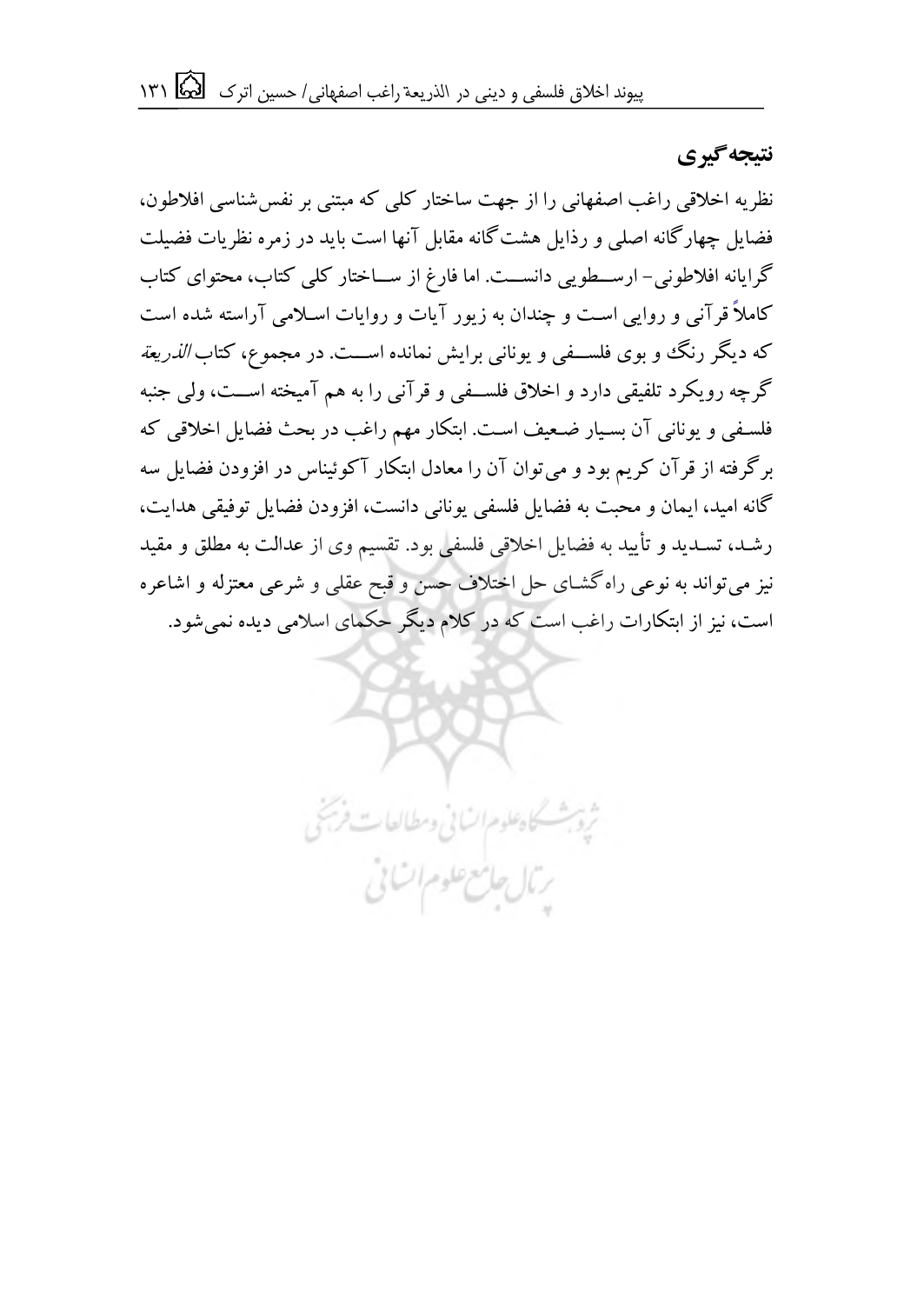## نتیجه‌گیری

نظریه اخلاقی راغب اصفهانی را از جهت ساختار کلی که مبتنی بر نفس‌شناسی افلاطون، فضایل چهارگانه اصلی و رذایل هشت‌گانه مقابل آنها است باید در زمره نظریات فضیلت گرایانه افلاطونی- ارسطویی دانست. اما فارغ از ساختار کلی کتاب، محتوای کتاب کاملاً قرآنی و روایی است و چندان به زیور آیات و روایات اسلامی آراسته شده است که دیگر رنگ و بوی فلسفی و یونانی برایش نمانده است. در مجموع، کتاب *الذریعة* گرچه رویکرد تلفیقی دارد و اخلاق فلسفی و قرآنی را به هم آمیخته است، ولی جنبه فلسفی و یونانی آن بسیار ضعیف است. ابتکار مهم راغب در بحث فضایل اخلاقی که برگرفته از قرآن کریم بود و می‌توان آن را معادل ابتکار آکوئیناس در افزودن فضایل سه گانه امید، ایمان و محبت به فضایل فلسفی یونانی دانست، افزودن فضایل توفیقی هدایت، رشد، تسدید و تأیید به فضایل اخلاقی فلسفی بود. تقسیم وی از عدالت به مطلق و مقید نیز می‌تواند به نوعی راه‌گشای حل اختلاف حسن و قبح عقلی و شرعی معتزله و اشاعره است، نیز از ابتکارات راغب است که در کلام دیگر حکمای اسلامی دیده نمی‌شود.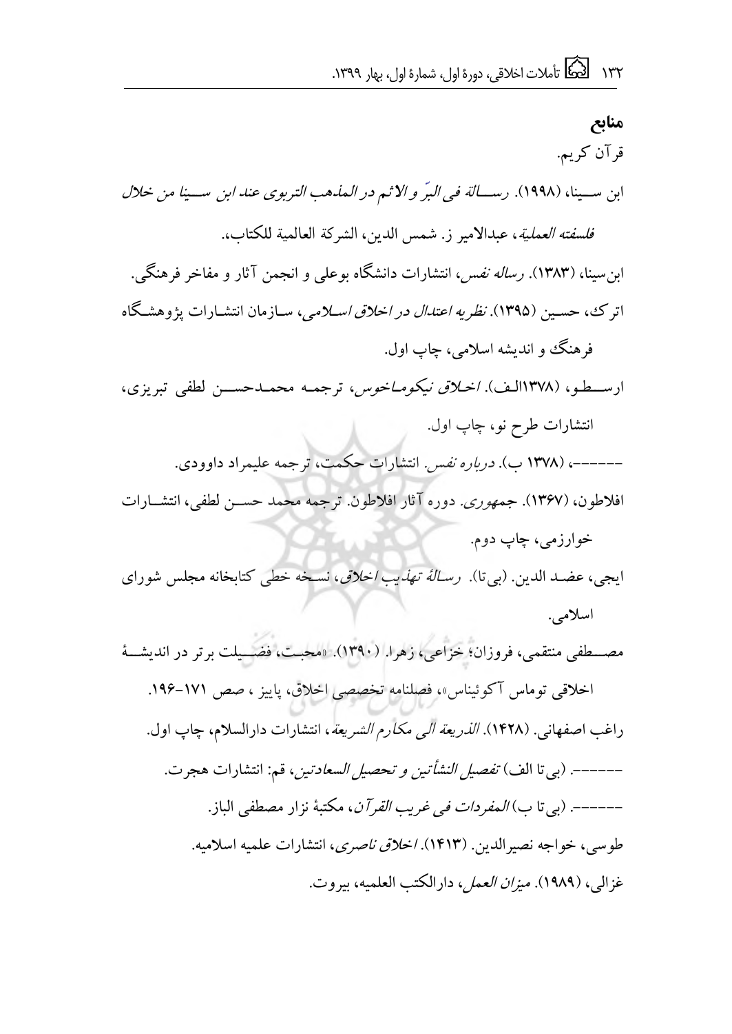## منابع

قرآن کریم.

ابن سینا، (۱۹۹۸). *رسالة فی البرّ و الاثم در المذهب التربوی عند ابن سینا من خلال فلسفته العملیة*، عبدالامیر ز. شمس الدین، الشرکة العالمیة للکتاب،.

ابن‌سینا، (۱۳۸۳). *رساله نفس*، انتشارات دانشگاه بوعلی و انجمن آثار و مفاخر فرهنگی.

اترک، حسین (۱۳۹۵). *نظریه اعتدال در اخلاق اسلامی*، سازمان انتشارات پژوهشگاه فرهنگ و اندیشه اسلامی، چاپ اول.

ارسطو، (۱۳۷۸الف). *اخلاق نیکوماخوس*، ترجمه محمدحسن لطفی تبریزی، انتشارات طرح نو، چاپ اول.

------، (۱۳۷۸ ب). *درباره نفس*. انتشارات حکمت، ترجمه علیمراد داوودی.

افلاطون، (۱۳۶۷). *جمهوری*. دوره آثار افلاطون. ترجمه محمد حسن لطفی، انتشارات خوارزمی، چاپ دوم.

ایجی، عضد الدین. (بی‌تا). *رسالة تهذیب اخلاق*، نسخه خطی کتابخانه مجلس شورای اسلامی.

مصطفی منتقمی، فروزان؛ خزاعی، زهرا. (۱۳۹۰). «محبت، فضیلت برتر در اندیشهٔ اخلاقی توماس آکوئیناس»، فصلنامه تخصصی اخلاق، پاییز ، صص ۱۷۱-۱۹۶.

راغب اصفهانی. (۱۴۲۸). *الذریعة الی مکارم الشریعة*، انتشارات دارالسلام، چاپ اول.

------. (بی تا الف) *تفصیل النشأتین و تحصیل السعادتین*، قم: انتشارات هجرت.

------. (بی تا ب) *المفردات فی غریب القرآن*، مکتبهٔ نزار مصطفی الباز.

طوسی، خواجه نصیرالدین. (۱۴۱۳). *اخلاق ناصری*، انتشارات علمیه اسلامیه.

غزالی، (۱۹۸۹). *میزان العمل*، دارالکتب العلمیه، بیروت.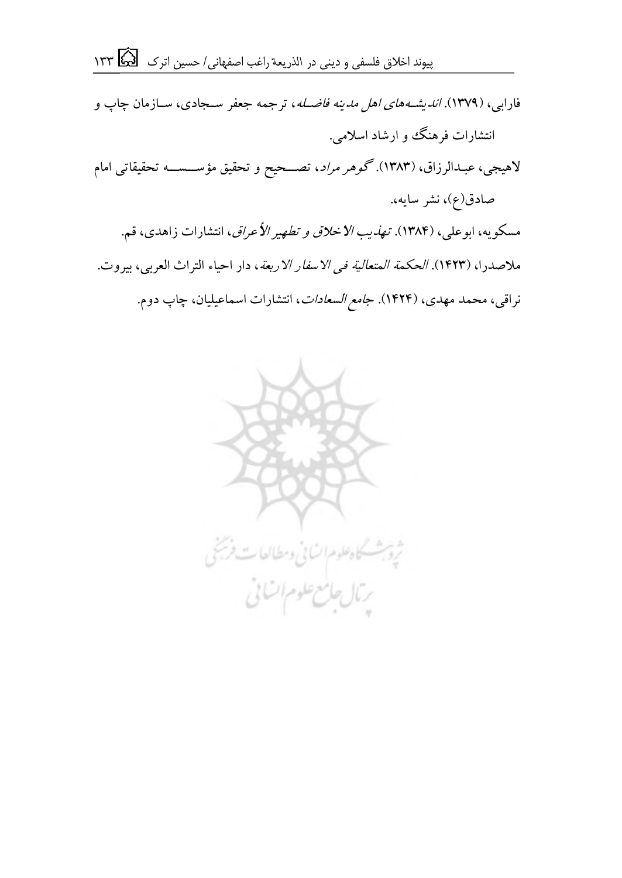فارابی، (۱۳۷۹). *اندیشه‌های اهل مدینه فاضله*، ترجمه جعفر سجادی، سازمان چاپ و انتشارات فرهنگ و ارشاد اسلامی.

لاهیجی، عبدالرزاق، (۱۳۸۳). *گوهر مراد*، تصحیح و تحقیق مؤسسه تحقیقاتی امام صادق(ع)، نشر سایه.

مسکویه، ابوعلی، (۱۳۸۴). *تهذیب الاخلاق و تطهیر الأعراق*، انتشارات زاهدی، قم.

ملاصدرا، (۱۴۲۳). *الحکمة المتعالیة فی الاسفار الاربعة*، دار احیاء التراث العربی، بیروت.

نراقی، محمد مهدی، (۱۴۲۴). *جامع السعادات*، انتشارات اسماعیلیان، چاپ دوم.